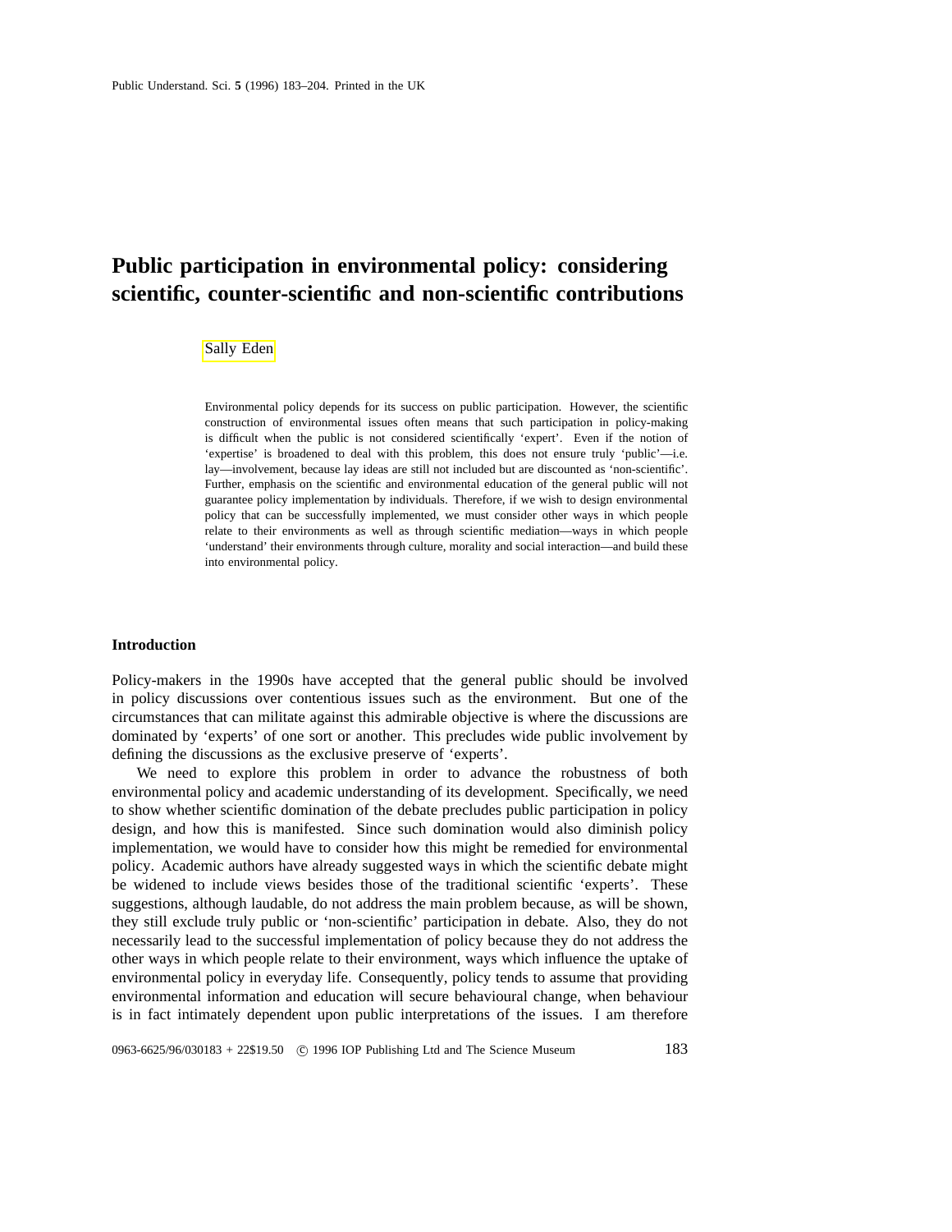# Public participation in environmental policy: considering scientific, counter-scientific and non-scientific contributions

Sally Eden

Environmental policy depends for its success on public participation. However, the scientific construction of environmental issues often means that such participation in policy-making is difficult when the public is not considered scientifically 'expert'. Even if the notion of 'expertise' is broadened to deal with this problem, this does not ensure truly 'public'—i.e. lay—involvement, because lay ideas are still not included but are discounted as 'non-scientific'. Further, emphasis on the scientific and environmental education of the general public will not guarantee policy implementation by individuals. Therefore, if we wish to design environmental policy that can be successfully implemented, we must consider other ways in which people relate to their environments as well as through scientific mediation—ways in which people 'understand' their environments through culture, morality and social interaction—and build these into environmental policy.

## Introduction

Policy-makers in the 1990s have accepted that the general public should be involved in policy discussions over contentious issues such as the environment. But one of the circumstances that can militate against this admirable objective is where the discussions are dominated by 'experts' of one sort or another. This precludes wide public involvement by defining the discussions as the exclusive preserve of 'experts'.

We need to explore this problem in order to advance the robustness of both environmental policy and academic understanding of its development. Specifically, we need to show whether scientific domination of the debate precludes public participation in policy design, and how this is manifested. Since such domination would also diminish policy implementation, we would have to consider how this might be remedied for environmental policy. Academic authors have already suggested ways in which the scientific debate might be widened to include views besides those of the traditional scientific 'experts'. These suggestions, although laudable, do not address the main problem because, as will be shown, they still exclude truly public or 'non-scientific' participation in debate. Also, they do not necessarily lead to the successful implementation of policy because they do not address the other ways in which people relate to their environment, ways which influence the uptake of environmental policy in everyday life. Consequently, policy tends to assume that providing environmental information and education will secure behavioural change, when behaviour is in fact intimately dependent upon public interpretations of the issues. I am therefore

0963-6625/96/030183 + 22$19.50 © 1996 IOP Publishing Ltd and The Science Museum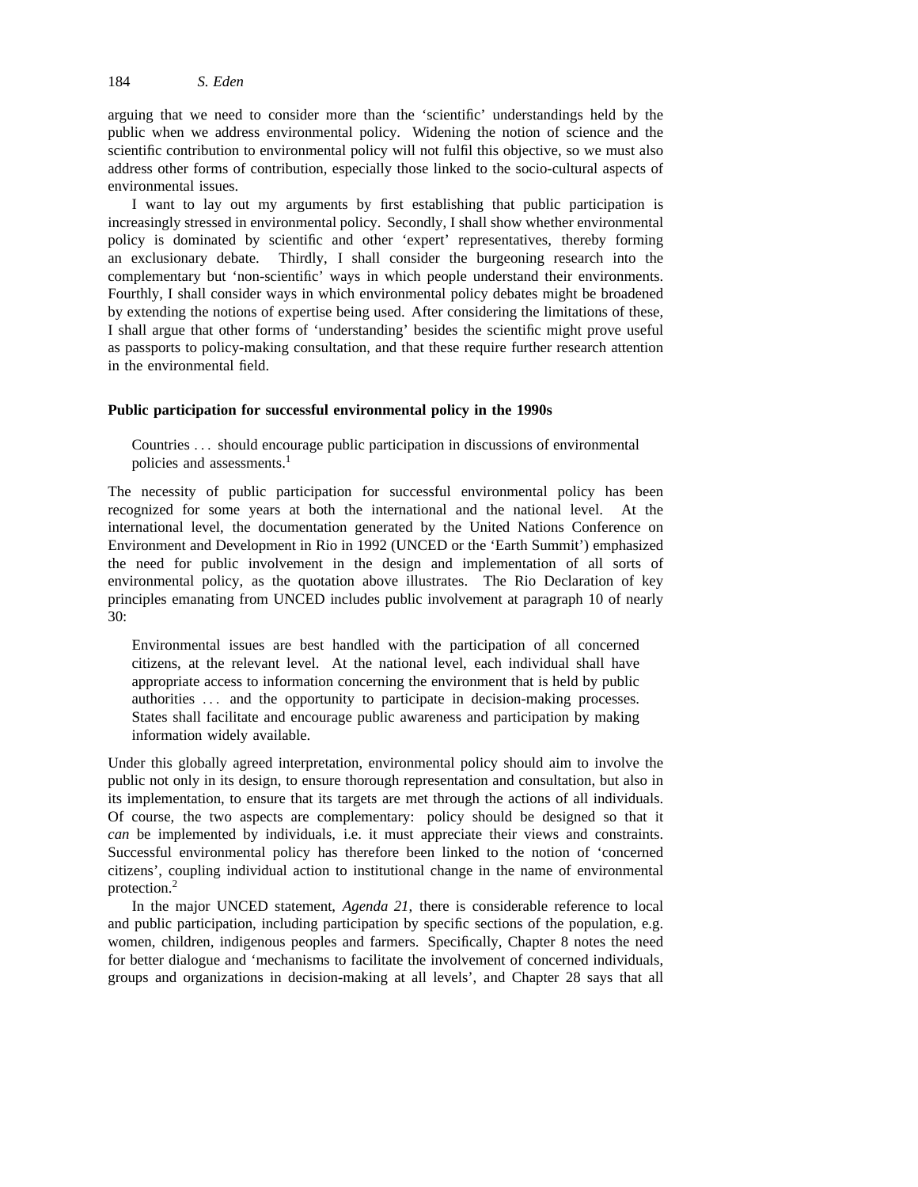arguing that we need to consider more than the 'scientific' understandings held by the public when we address environmental policy. Widening the notion of science and the scientific contribution to environmental policy will not fulfil this objective, so we must also address other forms of contribution, especially those linked to the socio-cultural aspects of environmental issues.

I want to lay out my arguments by first establishing that public participation is increasingly stressed in environmental policy. Secondly, I shall show whether environmental policy is dominated by scientific and other 'expert' representatives, thereby forming an exclusionary debate. Thirdly, I shall consider the burgeoning research into the complementary but 'non-scientific' ways in which people understand their environments. Fourthly, I shall consider ways in which environmental policy debates might be broadened by extending the notions of expertise being used. After considering the limitations of these, I shall argue that other forms of 'understanding' besides the scientific might prove useful as passports to policy-making consultation, and that these require further research attention in the environmental field.

**Public participation for successful environmental policy in the 1990s**

> Countries . . . should encourage public participation in discussions of environmental policies and assessments.[1]

The necessity of public participation for successful environmental policy has been recognized for some years at both the international and the national level. At the international level, the documentation generated by the United Nations Conference on Environment and Development in Rio in 1992 (UNCED or the 'Earth Summit') emphasized the need for public involvement in the design and implementation of all sorts of environmental policy, as the quotation above illustrates. The Rio Declaration of key principles emanating from UNCED includes public involvement at paragraph 10 of nearly 30:

> Environmental issues are best handled with the participation of all concerned citizens, at the relevant level. At the national level, each individual shall have appropriate access to information concerning the environment that is held by public authorities . . . and the opportunity to participate in decision-making processes. States shall facilitate and encourage public awareness and participation by making information widely available.

Under this globally agreed interpretation, environmental policy should aim to involve the public not only in its design, to ensure thorough representation and consultation, but also in its implementation, to ensure that its targets are met through the actions of all individuals. Of course, the two aspects are complementary: policy should be designed so that it *can* be implemented by individuals, i.e. it must appreciate their views and constraints. Successful environmental policy has therefore been linked to the notion of 'concerned citizens', coupling individual action to institutional change in the name of environmental protection.[2]

In the major UNCED statement, *Agenda 21*, there is considerable reference to local and public participation, including participation by specific sections of the population, e.g. women, children, indigenous peoples and farmers. Specifically, Chapter 8 notes the need for better dialogue and 'mechanisms to facilitate the involvement of concerned individuals, groups and organizations in decision-making at all levels', and Chapter 28 says that all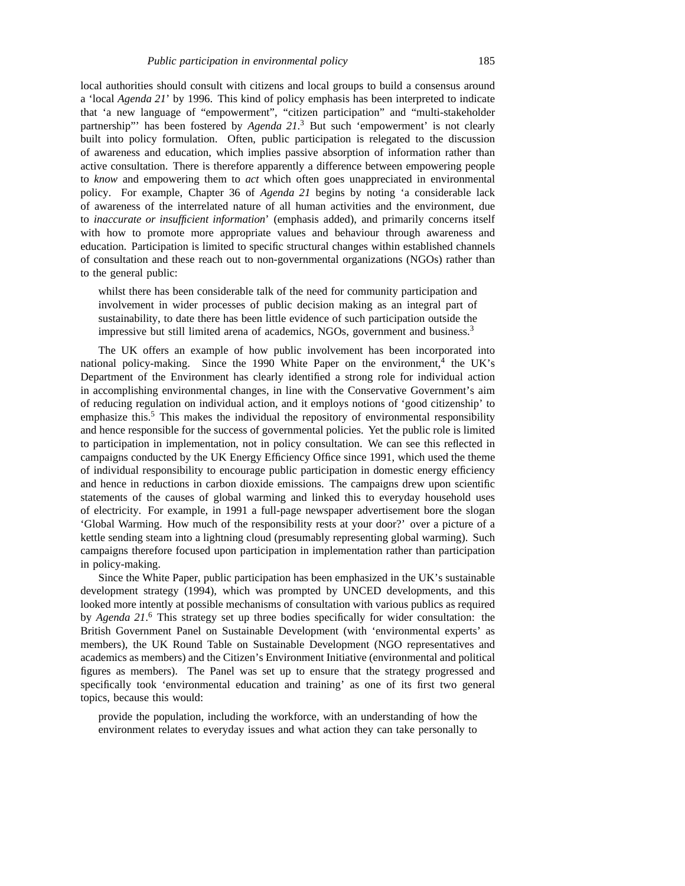local authorities should consult with citizens and local groups to build a consensus around a 'local *Agenda 21*' by 1996. This kind of policy emphasis has been interpreted to indicate that 'a new language of "empowerment", "citizen participation" and "multi-stakeholder partnership"' has been fostered by *Agenda 21*.[3] But such 'empowerment' is not clearly built into policy formulation. Often, public participation is relegated to the discussion of awareness and education, which implies passive absorption of information rather than active consultation. There is therefore apparently a difference between empowering people to *know* and empowering them to *act* which often goes unappreciated in environmental policy. For example, Chapter 36 of *Agenda 21* begins by noting 'a considerable lack of awareness of the interrelated nature of all human activities and the environment, due to *inaccurate or insufficient information*' (emphasis added), and primarily concerns itself with how to promote more appropriate values and behaviour through awareness and education. Participation is limited to specific structural changes within established channels of consultation and these reach out to non-governmental organizations (NGOs) rather than to the general public:

> whilst there has been considerable talk of the need for community participation and involvement in wider processes of public decision making as an integral part of sustainability, to date there has been little evidence of such participation outside the impressive but still limited arena of academics, NGOs, government and business.[3]

The UK offers an example of how public involvement has been incorporated into national policy-making. Since the 1990 White Paper on the environment,[4] the UK's Department of the Environment has clearly identified a strong role for individual action in accomplishing environmental changes, in line with the Conservative Government's aim of reducing regulation on individual action, and it employs notions of 'good citizenship' to emphasize this.[5] This makes the individual the repository of environmental responsibility and hence responsible for the success of governmental policies. Yet the public role is limited to participation in implementation, not in policy consultation. We can see this reflected in campaigns conducted by the UK Energy Efficiency Office since 1991, which used the theme of individual responsibility to encourage public participation in domestic energy efficiency and hence in reductions in carbon dioxide emissions. The campaigns drew upon scientific statements of the causes of global warming and linked this to everyday household uses of electricity. For example, in 1991 a full-page newspaper advertisement bore the slogan 'Global Warming. How much of the responsibility rests at your door?' over a picture of a kettle sending steam into a lightning cloud (presumably representing global warming). Such campaigns therefore focused upon participation in implementation rather than participation in policy-making.

Since the White Paper, public participation has been emphasized in the UK's sustainable development strategy (1994), which was prompted by UNCED developments, and this looked more intently at possible mechanisms of consultation with various publics as required by *Agenda 21*.[6] This strategy set up three bodies specifically for wider consultation: the British Government Panel on Sustainable Development (with 'environmental experts' as members), the UK Round Table on Sustainable Development (NGO representatives and academics as members) and the Citizen's Environment Initiative (environmental and political figures as members). The Panel was set up to ensure that the strategy progressed and specifically took 'environmental education and training' as one of its first two general topics, because this would:

> provide the population, including the workforce, with an understanding of how the environment relates to everyday issues and what action they can take personally to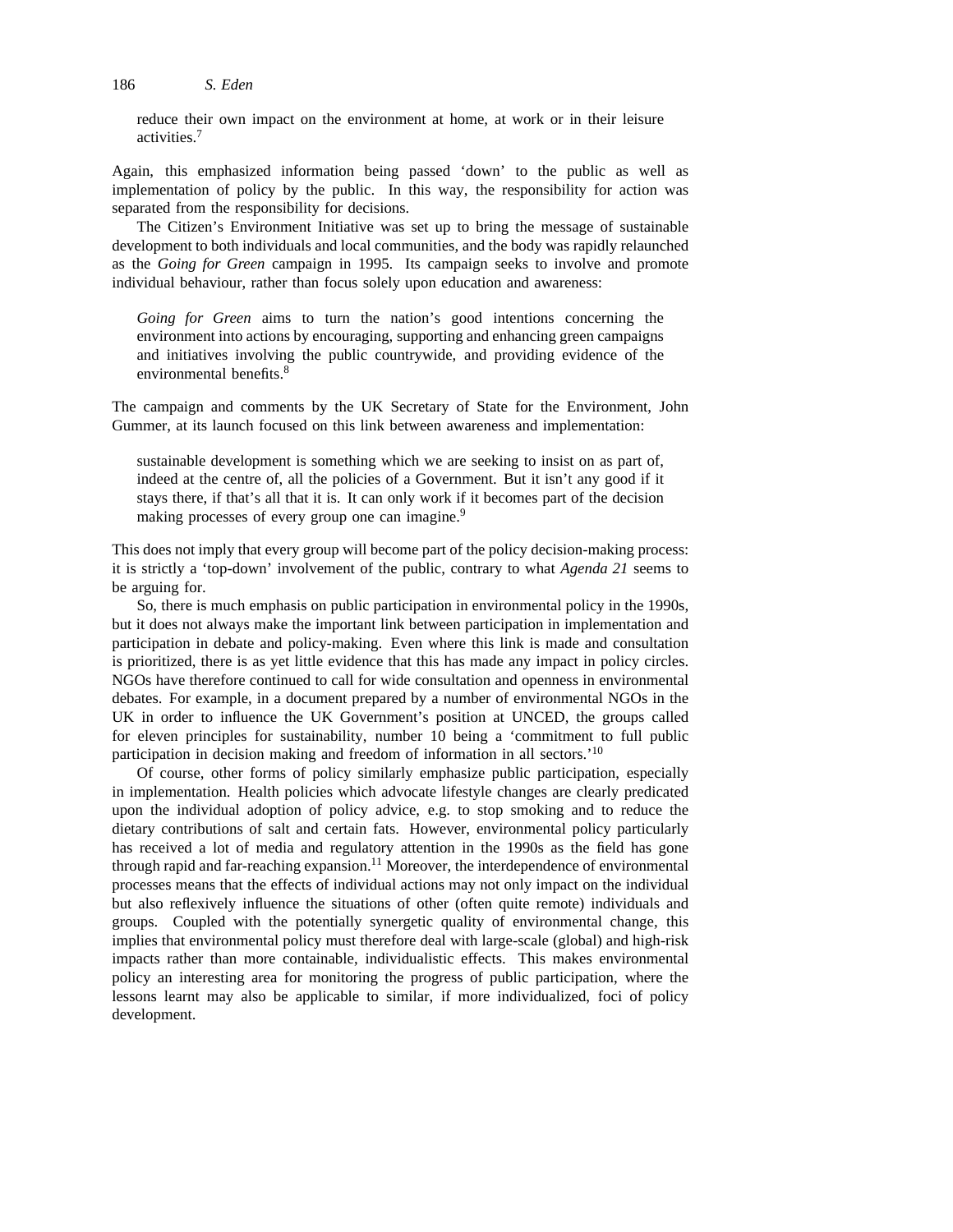> reduce their own impact on the environment at home, at work or in their leisure activities.[7]

Again, this emphasized information being passed 'down' to the public as well as implementation of policy by the public. In this way, the responsibility for action was separated from the responsibility for decisions.

The Citizen's Environment Initiative was set up to bring the message of sustainable development to both individuals and local communities, and the body was rapidly relaunched as the *Going for Green* campaign in 1995. Its campaign seeks to involve and promote individual behaviour, rather than focus solely upon education and awareness:

> *Going for Green* aims to turn the nation's good intentions concerning the environment into actions by encouraging, supporting and enhancing green campaigns and initiatives involving the public countrywide, and providing evidence of the environmental benefits.[8]

The campaign and comments by the UK Secretary of State for the Environment, John Gummer, at its launch focused on this link between awareness and implementation:

> sustainable development is something which we are seeking to insist on as part of, indeed at the centre of, all the policies of a Government. But it isn't any good if it stays there, if that's all that it is. It can only work if it becomes part of the decision making processes of every group one can imagine.[9]

This does not imply that every group will become part of the policy decision-making process: it is strictly a 'top-down' involvement of the public, contrary to what *Agenda 21* seems to be arguing for.

So, there is much emphasis on public participation in environmental policy in the 1990s, but it does not always make the important link between participation in implementation and participation in debate and policy-making. Even where this link is made and consultation is prioritized, there is as yet little evidence that this has made any impact in policy circles. NGOs have therefore continued to call for wide consultation and openness in environmental debates. For example, in a document prepared by a number of environmental NGOs in the UK in order to influence the UK Government's position at UNCED, the groups called for eleven principles for sustainability, number 10 being a 'commitment to full public participation in decision making and freedom of information in all sectors.'[10]

Of course, other forms of policy similarly emphasize public participation, especially in implementation. Health policies which advocate lifestyle changes are clearly predicated upon the individual adoption of policy advice, e.g. to stop smoking and to reduce the dietary contributions of salt and certain fats. However, environmental policy particularly has received a lot of media and regulatory attention in the 1990s as the field has gone through rapid and far-reaching expansion.[11] Moreover, the interdependence of environmental processes means that the effects of individual actions may not only impact on the individual but also reflexively influence the situations of other (often quite remote) individuals and groups. Coupled with the potentially synergetic quality of environmental change, this implies that environmental policy must therefore deal with large-scale (global) and high-risk impacts rather than more containable, individualistic effects. This makes environmental policy an interesting area for monitoring the progress of public participation, where the lessons learnt may also be applicable to similar, if more individualized, foci of policy development.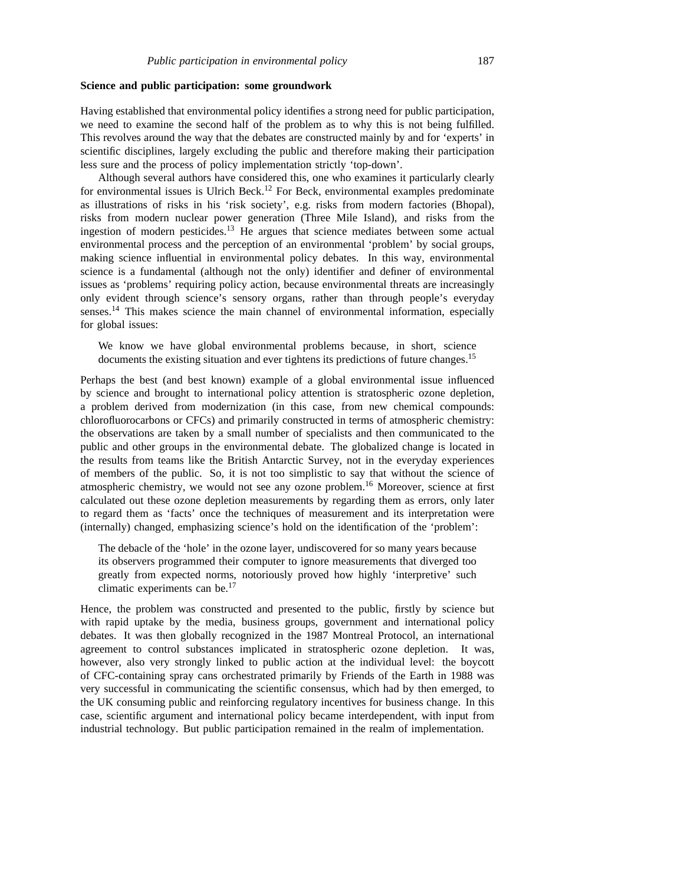### Science and public participation: some groundwork

Having established that environmental policy identifies a strong need for public participation, we need to examine the second half of the problem as to why this is not being fulfilled. This revolves around the way that the debates are constructed mainly by and for 'experts' in scientific disciplines, largely excluding the public and therefore making their participation less sure and the process of policy implementation strictly 'top-down'.

Although several authors have considered this, one who examines it particularly clearly for environmental issues is Ulrich Beck.[12] For Beck, environmental examples predominate as illustrations of risks in his 'risk society', e.g. risks from modern factories (Bhopal), risks from modern nuclear power generation (Three Mile Island), and risks from the ingestion of modern pesticides.[13] He argues that science mediates between some actual environmental process and the perception of an environmental 'problem' by social groups, making science influential in environmental policy debates. In this way, environmental science is a fundamental (although not the only) identifier and definer of environmental issues as 'problems' requiring policy action, because environmental threats are increasingly only evident through science's sensory organs, rather than through people's everyday senses.[14] This makes science the main channel of environmental information, especially for global issues:

> We know we have global environmental problems because, in short, science documents the existing situation and ever tightens its predictions of future changes.[15]

Perhaps the best (and best known) example of a global environmental issue influenced by science and brought to international policy attention is stratospheric ozone depletion, a problem derived from modernization (in this case, from new chemical compounds: chlorofluorocarbons or CFCs) and primarily constructed in terms of atmospheric chemistry: the observations are taken by a small number of specialists and then communicated to the public and other groups in the environmental debate. The globalized change is located in the results from teams like the British Antarctic Survey, not in the everyday experiences of members of the public. So, it is not too simplistic to say that without the science of atmospheric chemistry, we would not see any ozone problem.[16] Moreover, science at first calculated out these ozone depletion measurements by regarding them as errors, only later to regard them as 'facts' once the techniques of measurement and its interpretation were (internally) changed, emphasizing science's hold on the identification of the 'problem':

> The debacle of the 'hole' in the ozone layer, undiscovered for so many years because its observers programmed their computer to ignore measurements that diverged too greatly from expected norms, notoriously proved how highly 'interpretive' such climatic experiments can be.[17]

Hence, the problem was constructed and presented to the public, firstly by science but with rapid uptake by the media, business groups, government and international policy debates. It was then globally recognized in the 1987 Montreal Protocol, an international agreement to control substances implicated in stratospheric ozone depletion. It was, however, also very strongly linked to public action at the individual level: the boycott of CFC-containing spray cans orchestrated primarily by Friends of the Earth in 1988 was very successful in communicating the scientific consensus, which had by then emerged, to the UK consuming public and reinforcing regulatory incentives for business change. In this case, scientific argument and international policy became interdependent, with input from industrial technology. But public participation remained in the realm of implementation.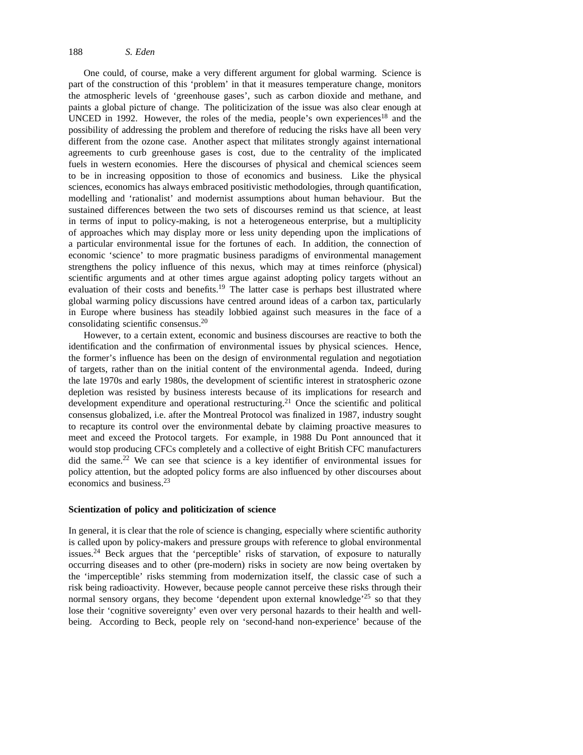One could, of course, make a very different argument for global warming. Science is part of the construction of this 'problem' in that it measures temperature change, monitors the atmospheric levels of 'greenhouse gases', such as carbon dioxide and methane, and paints a global picture of change. The politicization of the issue was also clear enough at UNCED in 1992. However, the roles of the media, people's own experiences[18] and the possibility of addressing the problem and therefore of reducing the risks have all been very different from the ozone case. Another aspect that militates strongly against international agreements to curb greenhouse gases is cost, due to the centrality of the implicated fuels in western economies. Here the discourses of physical and chemical sciences seem to be in increasing opposition to those of economics and business. Like the physical sciences, economics has always embraced positivistic methodologies, through quantification, modelling and 'rationalist' and modernist assumptions about human behaviour. But the sustained differences between the two sets of discourses remind us that science, at least in terms of input to policy-making, is not a heterogeneous enterprise, but a multiplicity of approaches which may display more or less unity depending upon the implications of a particular environmental issue for the fortunes of each. In addition, the connection of economic 'science' to more pragmatic business paradigms of environmental management strengthens the policy influence of this nexus, which may at times reinforce (physical) scientific arguments and at other times argue against adopting policy targets without an evaluation of their costs and benefits.[19] The latter case is perhaps best illustrated where global warming policy discussions have centred around ideas of a carbon tax, particularly in Europe where business has steadily lobbied against such measures in the face of a consolidating scientific consensus.[20]

However, to a certain extent, economic and business discourses are reactive to both the identification and the confirmation of environmental issues by physical sciences. Hence, the former's influence has been on the design of environmental regulation and negotiation of targets, rather than on the initial content of the environmental agenda. Indeed, during the late 1970s and early 1980s, the development of scientific interest in stratospheric ozone depletion was resisted by business interests because of its implications for research and development expenditure and operational restructuring.[21] Once the scientific and political consensus globalized, i.e. after the Montreal Protocol was finalized in 1987, industry sought to recapture its control over the environmental debate by claiming proactive measures to meet and exceed the Protocol targets. For example, in 1988 Du Pont announced that it would stop producing CFCs completely and a collective of eight British CFC manufacturers did the same.[22] We can see that science is a key identifier of environmental issues for policy attention, but the adopted policy forms are also influenced by other discourses about economics and business.[23]

### Scientization of policy and politicization of science

In general, it is clear that the role of science is changing, especially where scientific authority is called upon by policy-makers and pressure groups with reference to global environmental issues.[24] Beck argues that the 'perceptible' risks of starvation, of exposure to naturally occurring diseases and to other (pre-modern) risks in society are now being overtaken by the 'imperceptible' risks stemming from modernization itself, the classic case of such a risk being radioactivity. However, because people cannot perceive these risks through their normal sensory organs, they become 'dependent upon external knowledge'[25] so that they lose their 'cognitive sovereignty' even over very personal hazards to their health and well-being. According to Beck, people rely on 'second-hand non-experience' because of the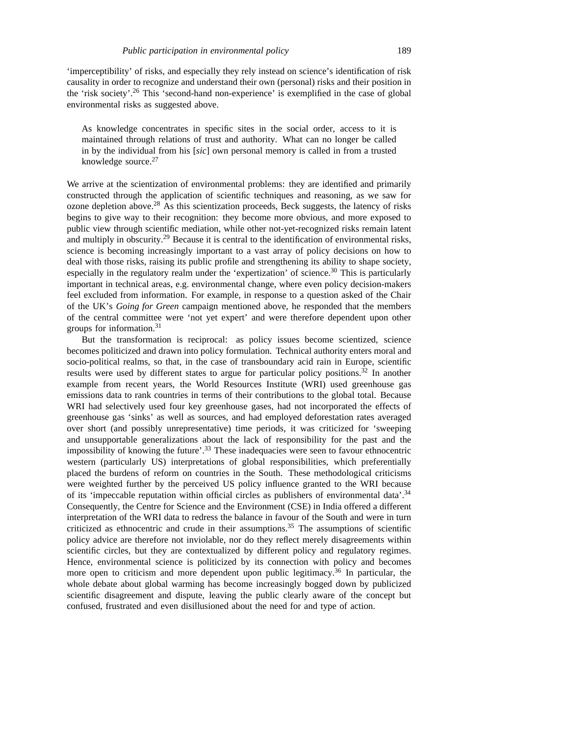'imperceptibility' of risks, and especially they rely instead on science's identification of risk causality in order to recognize and understand their own (personal) risks and their position in the 'risk society'.[26] This 'second-hand non-experience' is exemplified in the case of global environmental risks as suggested above.

> As knowledge concentrates in specific sites in the social order, access to it is maintained through relations of trust and authority. What can no longer be called in by the individual from his [*sic*] own personal memory is called in from a trusted knowledge source.[27]

We arrive at the scientization of environmental problems: they are identified and primarily constructed through the application of scientific techniques and reasoning, as we saw for ozone depletion above.[28] As this scientization proceeds, Beck suggests, the latency of risks begins to give way to their recognition: they become more obvious, and more exposed to public view through scientific mediation, while other not-yet-recognized risks remain latent and multiply in obscurity.[29] Because it is central to the identification of environmental risks, science is becoming increasingly important to a vast array of policy decisions on how to deal with those risks, raising its public profile and strengthening its ability to shape society, especially in the regulatory realm under the 'expertization' of science.[30] This is particularly important in technical areas, e.g. environmental change, where even policy decision-makers feel excluded from information. For example, in response to a question asked of the Chair of the UK's *Going for Green* campaign mentioned above, he responded that the members of the central committee were 'not yet expert' and were therefore dependent upon other groups for information.[31]

But the transformation is reciprocal: as policy issues become scientized, science becomes politicized and drawn into policy formulation. Technical authority enters moral and socio-political realms, so that, in the case of transboundary acid rain in Europe, scientific results were used by different states to argue for particular policy positions.[32] In another example from recent years, the World Resources Institute (WRI) used greenhouse gas emissions data to rank countries in terms of their contributions to the global total. Because WRI had selectively used four key greenhouse gases, had not incorporated the effects of greenhouse gas 'sinks' as well as sources, and had employed deforestation rates averaged over short (and possibly unrepresentative) time periods, it was criticized for 'sweeping and unsupportable generalizations about the lack of responsibility for the past and the impossibility of knowing the future'.[33] These inadequacies were seen to favour ethnocentric western (particularly US) interpretations of global responsibilities, which preferentially placed the burdens of reform on countries in the South. These methodological criticisms were weighted further by the perceived US policy influence granted to the WRI because of its 'impeccable reputation within official circles as publishers of environmental data'.[34] Consequently, the Centre for Science and the Environment (CSE) in India offered a different interpretation of the WRI data to redress the balance in favour of the South and were in turn criticized as ethnocentric and crude in their assumptions.[35] The assumptions of scientific policy advice are therefore not inviolable, nor do they reflect merely disagreements within scientific circles, but they are contextualized by different policy and regulatory regimes. Hence, environmental science is politicized by its connection with policy and becomes more open to criticism and more dependent upon public legitimacy.[36] In particular, the whole debate about global warming has become increasingly bogged down by publicized scientific disagreement and dispute, leaving the public clearly aware of the concept but confused, frustrated and even disillusioned about the need for and type of action.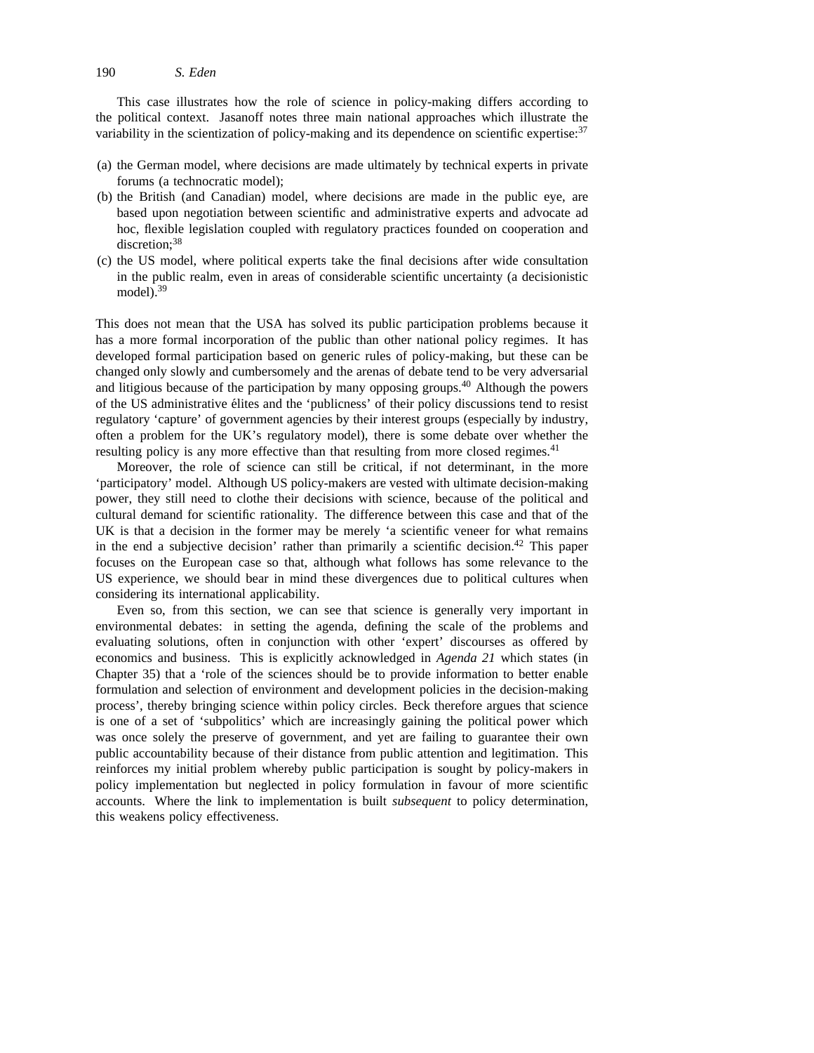This case illustrates how the role of science in policy-making differs according to the political context. Jasanoff notes three main national approaches which illustrate the variability in the scientization of policy-making and its dependence on scientific expertise:[37]

(a) the German model, where decisions are made ultimately by technical experts in private forums (a technocratic model);
(b) the British (and Canadian) model, where decisions are made in the public eye, are based upon negotiation between scientific and administrative experts and advocate ad hoc, flexible legislation coupled with regulatory practices founded on cooperation and discretion;[38]
(c) the US model, where political experts take the final decisions after wide consultation in the public realm, even in areas of considerable scientific uncertainty (a decisionistic model).[39]

This does not mean that the USA has solved its public participation problems because it has a more formal incorporation of the public than other national policy regimes. It has developed formal participation based on generic rules of policy-making, but these can be changed only slowly and cumbersomely and the arenas of debate tend to be very adversarial and litigious because of the participation by many opposing groups.[40] Although the powers of the US administrative élites and the 'publicness' of their policy discussions tend to resist regulatory 'capture' of government agencies by their interest groups (especially by industry, often a problem for the UK's regulatory model), there is some debate over whether the resulting policy is any more effective than that resulting from more closed regimes.[41]

Moreover, the role of science can still be critical, if not determinant, in the more 'participatory' model. Although US policy-makers are vested with ultimate decision-making power, they still need to clothe their decisions with science, because of the political and cultural demand for scientific rationality. The difference between this case and that of the UK is that a decision in the former may be merely 'a scientific veneer for what remains in the end a subjective decision' rather than primarily a scientific decision.[42] This paper focuses on the European case so that, although what follows has some relevance to the US experience, we should bear in mind these divergences due to political cultures when considering its international applicability.

Even so, from this section, we can see that science is generally very important in environmental debates: in setting the agenda, defining the scale of the problems and evaluating solutions, often in conjunction with other 'expert' discourses as offered by economics and business. This is explicitly acknowledged in *Agenda 21* which states (in Chapter 35) that a 'role of the sciences should be to provide information to better enable formulation and selection of environment and development policies in the decision-making process', thereby bringing science within policy circles. Beck therefore argues that science is one of a set of 'subpolitics' which are increasingly gaining the political power which was once solely the preserve of government, and yet are failing to guarantee their own public accountability because of their distance from public attention and legitimation. This reinforces my initial problem whereby public participation is sought by policy-makers in policy implementation but neglected in policy formulation in favour of more scientific accounts. Where the link to implementation is built *subsequent* to policy determination, this weakens policy effectiveness.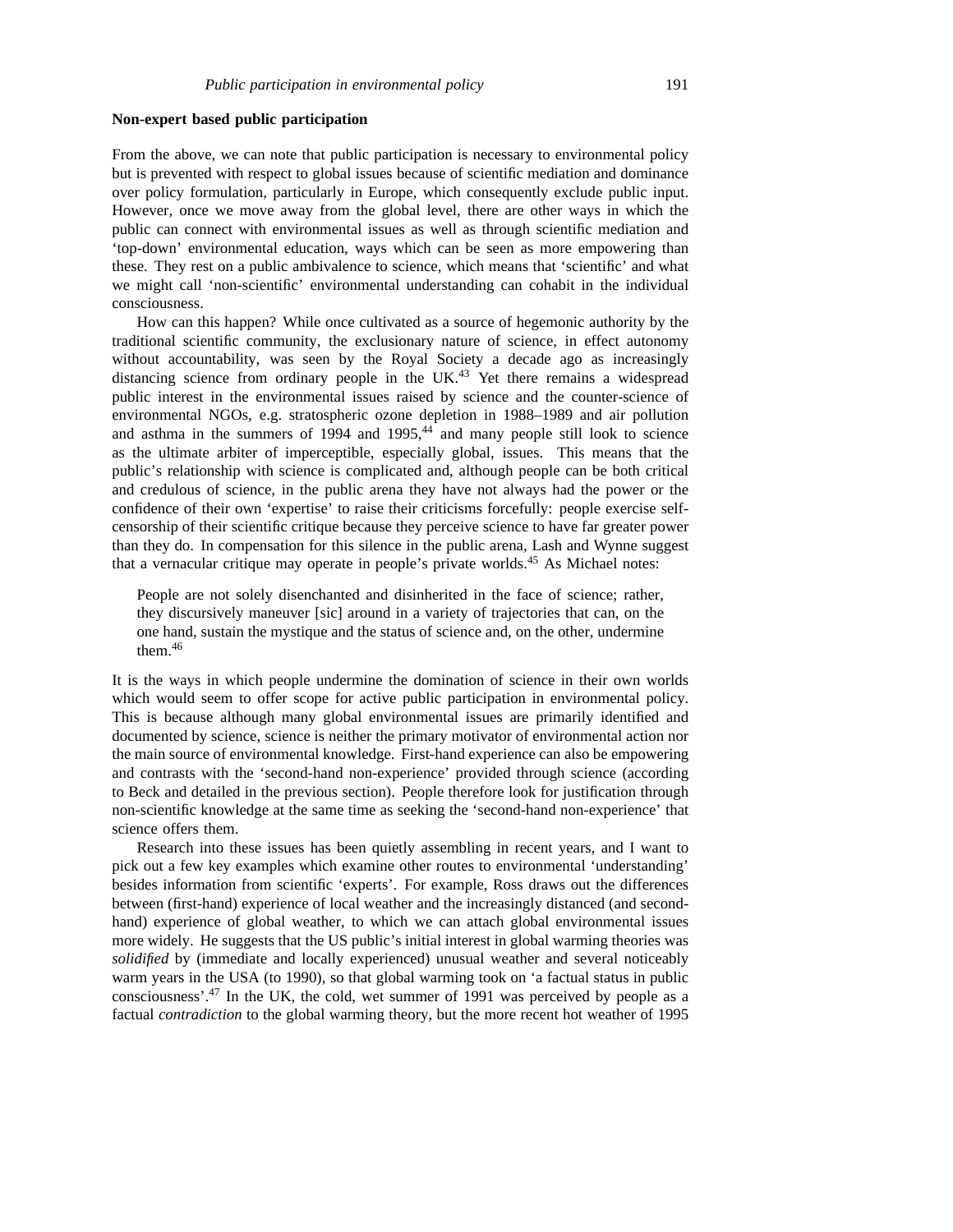**Non-expert based public participation**

From the above, we can note that public participation is necessary to environmental policy but is prevented with respect to global issues because of scientific mediation and dominance over policy formulation, particularly in Europe, which consequently exclude public input. However, once we move away from the global level, there are other ways in which the public can connect with environmental issues as well as through scientific mediation and 'top-down' environmental education, ways which can be seen as more empowering than these. They rest on a public ambivalence to science, which means that 'scientific' and what we might call 'non-scientific' environmental understanding can cohabit in the individual consciousness.

How can this happen? While once cultivated as a source of hegemonic authority by the traditional scientific community, the exclusionary nature of science, in effect autonomy without accountability, was seen by the Royal Society a decade ago as increasingly distancing science from ordinary people in the UK.[43] Yet there remains a widespread public interest in the environmental issues raised by science and the counter-science of environmental NGOs, e.g. stratospheric ozone depletion in 1988–1989 and air pollution and asthma in the summers of 1994 and 1995,[44] and many people still look to science as the ultimate arbiter of imperceptible, especially global, issues. This means that the public's relationship with science is complicated and, although people can be both critical and credulous of science, in the public arena they have not always had the power or the confidence of their own 'expertise' to raise their criticisms forcefully: people exercise self-censorship of their scientific critique because they perceive science to have far greater power than they do. In compensation for this silence in the public arena, Lash and Wynne suggest that a vernacular critique may operate in people's private worlds.[45] As Michael notes:

> People are not solely disenchanted and disinherited in the face of science; rather, they discursively maneuver [sic] around in a variety of trajectories that can, on the one hand, sustain the mystique and the status of science and, on the other, undermine them.[46]

It is the ways in which people undermine the domination of science in their own worlds which would seem to offer scope for active public participation in environmental policy. This is because although many global environmental issues are primarily identified and documented by science, science is neither the primary motivator of environmental action nor the main source of environmental knowledge. First-hand experience can also be empowering and contrasts with the 'second-hand non-experience' provided through science (according to Beck and detailed in the previous section). People therefore look for justification through non-scientific knowledge at the same time as seeking the 'second-hand non-experience' that science offers them.

Research into these issues has been quietly assembling in recent years, and I want to pick out a few key examples which examine other routes to environmental 'understanding' besides information from scientific 'experts'. For example, Ross draws out the differences between (first-hand) experience of local weather and the increasingly distanced (and second-hand) experience of global weather, to which we can attach global environmental issues more widely. He suggests that the US public's initial interest in global warming theories was *solidified* by (immediate and locally experienced) unusual weather and several noticeably warm years in the USA (to 1990), so that global warming took on 'a factual status in public consciousness'.[47] In the UK, the cold, wet summer of 1991 was perceived by people as a factual *contradiction* to the global warming theory, but the more recent hot weather of 1995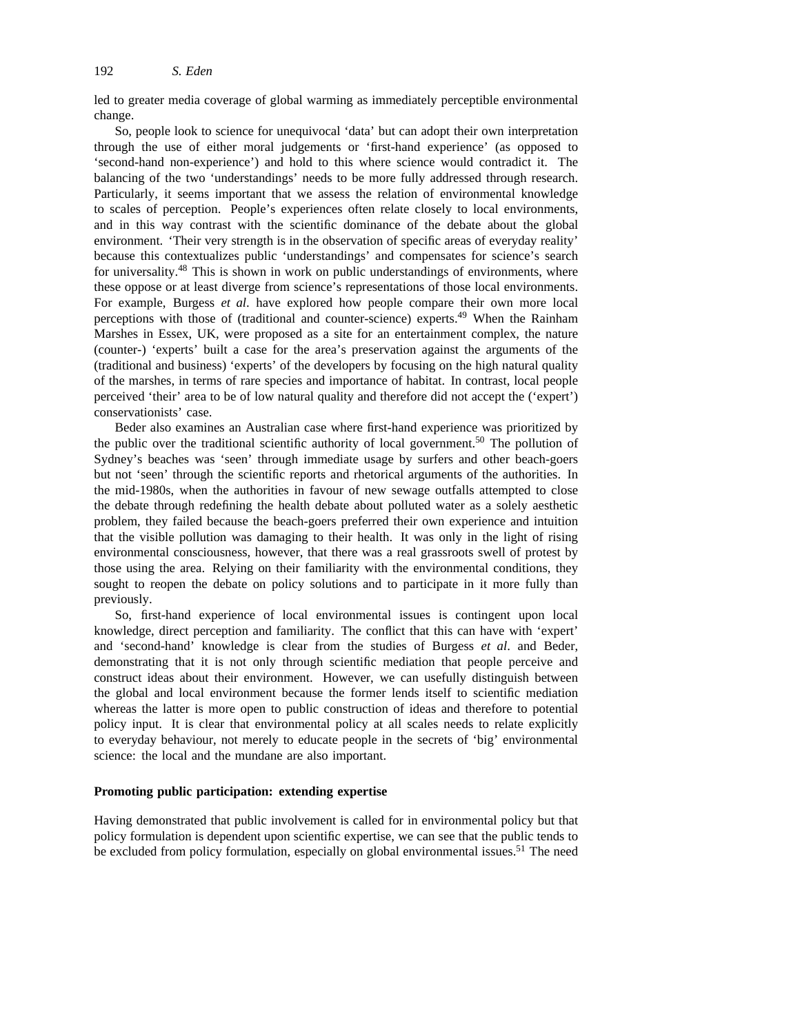led to greater media coverage of global warming as immediately perceptible environmental change.

So, people look to science for unequivocal 'data' but can adopt their own interpretation through the use of either moral judgements or 'first-hand experience' (as opposed to 'second-hand non-experience') and hold to this where science would contradict it. The balancing of the two 'understandings' needs to be more fully addressed through research. Particularly, it seems important that we assess the relation of environmental knowledge to scales of perception. People's experiences often relate closely to local environments, and in this way contrast with the scientific dominance of the debate about the global environment. 'Their very strength is in the observation of specific areas of everyday reality' because this contextualizes public 'understandings' and compensates for science's search for universality.[48] This is shown in work on public understandings of environments, where these oppose or at least diverge from science's representations of those local environments. For example, Burgess *et al*. have explored how people compare their own more local perceptions with those of (traditional and counter-science) experts.[49] When the Rainham Marshes in Essex, UK, were proposed as a site for an entertainment complex, the nature (counter-) 'experts' built a case for the area's preservation against the arguments of the (traditional and business) 'experts' of the developers by focusing on the high natural quality of the marshes, in terms of rare species and importance of habitat. In contrast, local people perceived 'their' area to be of low natural quality and therefore did not accept the ('expert') conservationists' case.

Beder also examines an Australian case where first-hand experience was prioritized by the public over the traditional scientific authority of local government.[50] The pollution of Sydney's beaches was 'seen' through immediate usage by surfers and other beach-goers but not 'seen' through the scientific reports and rhetorical arguments of the authorities. In the mid-1980s, when the authorities in favour of new sewage outfalls attempted to close the debate through redefining the health debate about polluted water as a solely aesthetic problem, they failed because the beach-goers preferred their own experience and intuition that the visible pollution was damaging to their health. It was only in the light of rising environmental consciousness, however, that there was a real grassroots swell of protest by those using the area. Relying on their familiarity with the environmental conditions, they sought to reopen the debate on policy solutions and to participate in it more fully than previously.

So, first-hand experience of local environmental issues is contingent upon local knowledge, direct perception and familiarity. The conflict that this can have with 'expert' and 'second-hand' knowledge is clear from the studies of Burgess *et al*. and Beder, demonstrating that it is not only through scientific mediation that people perceive and construct ideas about their environment. However, we can usefully distinguish between the global and local environment because the former lends itself to scientific mediation whereas the latter is more open to public construction of ideas and therefore to potential policy input. It is clear that environmental policy at all scales needs to relate explicitly to everyday behaviour, not merely to educate people in the secrets of 'big' environmental science: the local and the mundane are also important.

## Promoting public participation: extending expertise

Having demonstrated that public involvement is called for in environmental policy but that policy formulation is dependent upon scientific expertise, we can see that the public tends to be excluded from policy formulation, especially on global environmental issues.[51] The need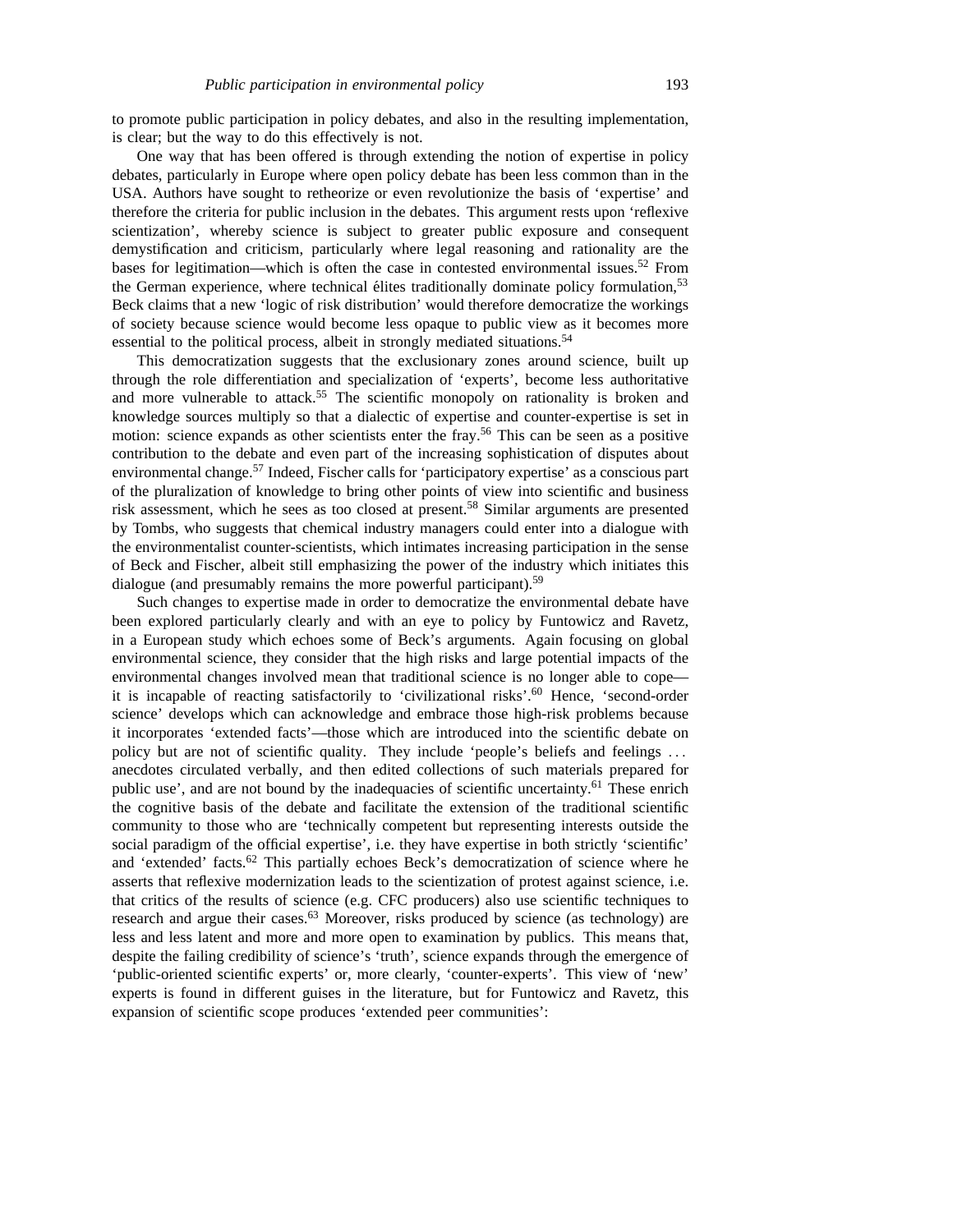to promote public participation in policy debates, and also in the resulting implementation, is clear; but the way to do this effectively is not.

One way that has been offered is through extending the notion of expertise in policy debates, particularly in Europe where open policy debate has been less common than in the USA. Authors have sought to retheorize or even revolutionize the basis of 'expertise' and therefore the criteria for public inclusion in the debates. This argument rests upon 'reflexive scientization', whereby science is subject to greater public exposure and consequent demystification and criticism, particularly where legal reasoning and rationality are the bases for legitimation—which is often the case in contested environmental issues.[52] From the German experience, where technical élites traditionally dominate policy formulation,[53] Beck claims that a new 'logic of risk distribution' would therefore democratize the workings of society because science would become less opaque to public view as it becomes more essential to the political process, albeit in strongly mediated situations.[54]

This democratization suggests that the exclusionary zones around science, built up through the role differentiation and specialization of 'experts', become less authoritative and more vulnerable to attack.[55] The scientific monopoly on rationality is broken and knowledge sources multiply so that a dialectic of expertise and counter-expertise is set in motion: science expands as other scientists enter the fray.[56] This can be seen as a positive contribution to the debate and even part of the increasing sophistication of disputes about environmental change.[57] Indeed, Fischer calls for 'participatory expertise' as a conscious part of the pluralization of knowledge to bring other points of view into scientific and business risk assessment, which he sees as too closed at present.[58] Similar arguments are presented by Tombs, who suggests that chemical industry managers could enter into a dialogue with the environmentalist counter-scientists, which intimates increasing participation in the sense of Beck and Fischer, albeit still emphasizing the power of the industry which initiates this dialogue (and presumably remains the more powerful participant).[59]

Such changes to expertise made in order to democratize the environmental debate have been explored particularly clearly and with an eye to policy by Funtowicz and Ravetz, in a European study which echoes some of Beck's arguments. Again focusing on global environmental science, they consider that the high risks and large potential impacts of the environmental changes involved mean that traditional science is no longer able to cope—it is incapable of reacting satisfactorily to 'civilizational risks'.[60] Hence, 'second-order science' develops which can acknowledge and embrace those high-risk problems because it incorporates 'extended facts'—those which are introduced into the scientific debate on policy but are not of scientific quality. They include 'people's beliefs and feelings ... anecdotes circulated verbally, and then edited collections of such materials prepared for public use', and are not bound by the inadequacies of scientific uncertainty.[61] These enrich the cognitive basis of the debate and facilitate the extension of the traditional scientific community to those who are 'technically competent but representing interests outside the social paradigm of the official expertise', i.e. they have expertise in both strictly 'scientific' and 'extended' facts.[62] This partially echoes Beck's democratization of science where he asserts that reflexive modernization leads to the scientization of protest against science, i.e. that critics of the results of science (e.g. CFC producers) also use scientific techniques to research and argue their cases.[63] Moreover, risks produced by science (as technology) are less and less latent and more and more open to examination by publics. This means that, despite the failing credibility of science's 'truth', science expands through the emergence of 'public-oriented scientific experts' or, more clearly, 'counter-experts'. This view of 'new' experts is found in different guises in the literature, but for Funtowicz and Ravetz, this expansion of scientific scope produces 'extended peer communities':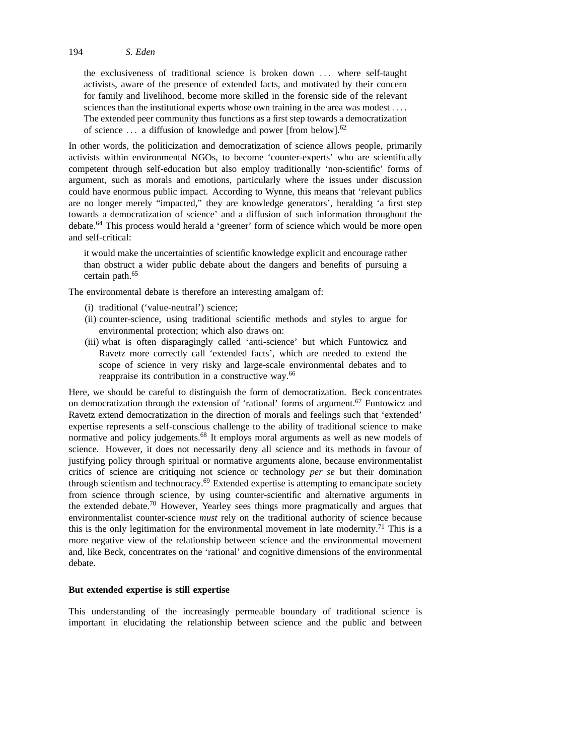> the exclusiveness of traditional science is broken down . . . where self-taught activists, aware of the presence of extended facts, and motivated by their concern for family and livelihood, become more skilled in the forensic side of the relevant sciences than the institutional experts whose own training in the area was modest . . . . The extended peer community thus functions as a first step towards a democratization of science . . . a diffusion of knowledge and power [from below].[62]

In other words, the politicization and democratization of science allows people, primarily activists within environmental NGOs, to become 'counter-experts' who are scientifically competent through self-education but also employ traditionally 'non-scientific' forms of argument, such as morals and emotions, particularly where the issues under discussion could have enormous public impact. According to Wynne, this means that 'relevant publics are no longer merely "impacted," they are knowledge generators', heralding 'a first step towards a democratization of science' and a diffusion of such information throughout the debate.[64] This process would herald a 'greener' form of science which would be more open and self-critical:

> it would make the uncertainties of scientific knowledge explicit and encourage rather than obstruct a wider public debate about the dangers and benefits of pursuing a certain path.[65]

The environmental debate is therefore an interesting amalgam of:

(i) traditional ('value-neutral') science;
(ii) counter-science, using traditional scientific methods and styles to argue for environmental protection; which also draws on:
(iii) what is often disparagingly called 'anti-science' but which Funtowicz and Ravetz more correctly call 'extended facts', which are needed to extend the scope of science in very risky and large-scale environmental debates and to reappraise its contribution in a constructive way.[66]

Here, we should be careful to distinguish the form of democratization. Beck concentrates on democratization through the extension of 'rational' forms of argument.[67] Funtowicz and Ravetz extend democratization in the direction of morals and feelings such that 'extended' expertise represents a self-conscious challenge to the ability of traditional science to make normative and policy judgements.[68] It employs moral arguments as well as new models of science. However, it does not necessarily deny all science and its methods in favour of justifying policy through spiritual or normative arguments alone, because environmentalist critics of science are critiquing not science or technology *per se* but their domination through scientism and technocracy.[69] Extended expertise is attempting to emancipate society from science through science, by using counter-scientific and alternative arguments in the extended debate.[70] However, Yearley sees things more pragmatically and argues that environmentalist counter-science *must* rely on the traditional authority of science because this is the only legitimation for the environmental movement in late modernity.[71] This is a more negative view of the relationship between science and the environmental movement and, like Beck, concentrates on the 'rational' and cognitive dimensions of the environmental debate.

**But extended expertise is still expertise**

This understanding of the increasingly permeable boundary of traditional science is important in elucidating the relationship between science and the public and between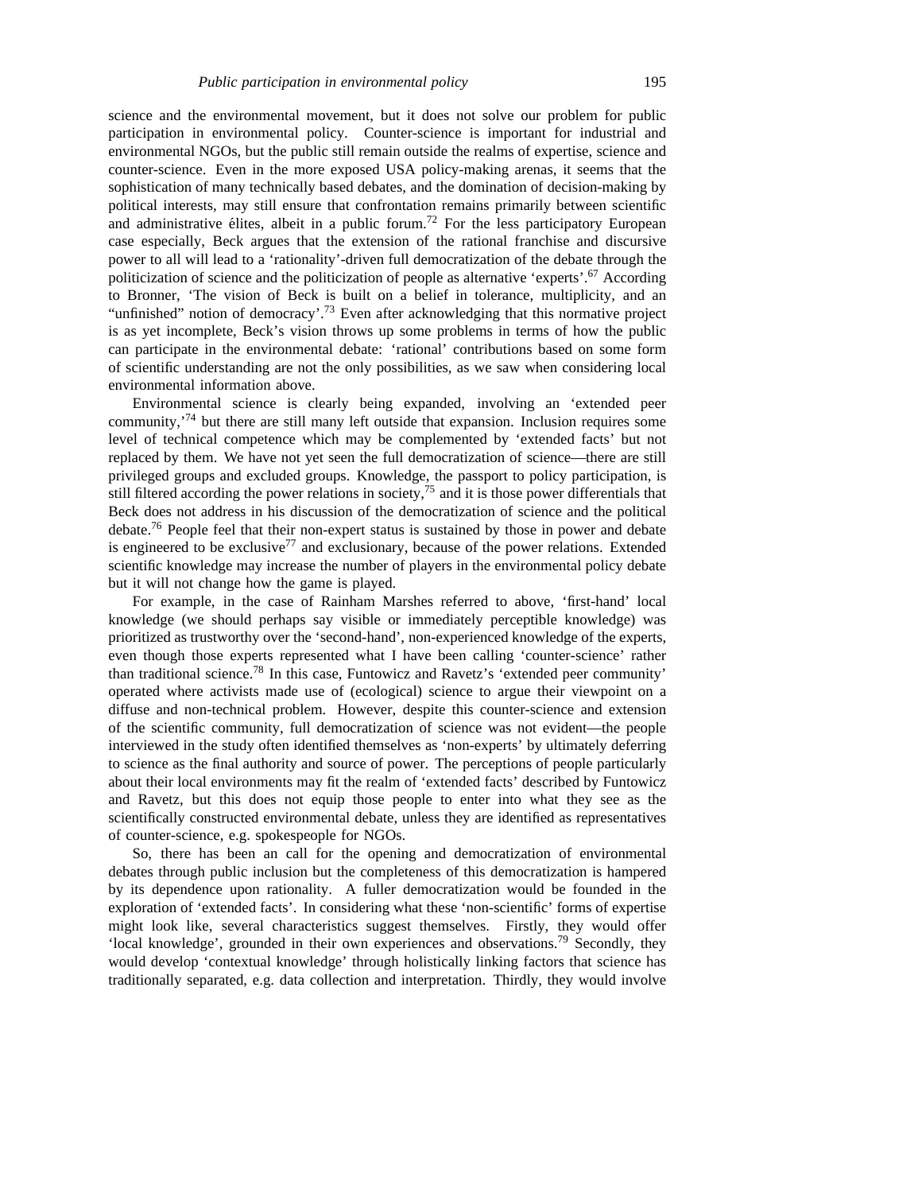science and the environmental movement, but it does not solve our problem for public participation in environmental policy. Counter-science is important for industrial and environmental NGOs, but the public still remain outside the realms of expertise, science and counter-science. Even in the more exposed USA policy-making arenas, it seems that the sophistication of many technically based debates, and the domination of decision-making by political interests, may still ensure that confrontation remains primarily between scientific and administrative élites, albeit in a public forum.[72] For the less participatory European case especially, Beck argues that the extension of the rational franchise and discursive power to all will lead to a 'rationality'-driven full democratization of the debate through the politicization of science and the politicization of people as alternative 'experts'.[67] According to Bronner, 'The vision of Beck is built on a belief in tolerance, multiplicity, and an "unfinished" notion of democracy'.[73] Even after acknowledging that this normative project is as yet incomplete, Beck's vision throws up some problems in terms of how the public can participate in the environmental debate: 'rational' contributions based on some form of scientific understanding are not the only possibilities, as we saw when considering local environmental information above.

Environmental science is clearly being expanded, involving an 'extended peer community,'[74] but there are still many left outside that expansion. Inclusion requires some level of technical competence which may be complemented by 'extended facts' but not replaced by them. We have not yet seen the full democratization of science—there are still privileged groups and excluded groups. Knowledge, the passport to policy participation, is still filtered according the power relations in society,[75] and it is those power differentials that Beck does not address in his discussion of the democratization of science and the political debate.[76] People feel that their non-expert status is sustained by those in power and debate is engineered to be exclusive[77] and exclusionary, because of the power relations. Extended scientific knowledge may increase the number of players in the environmental policy debate but it will not change how the game is played.

For example, in the case of Rainham Marshes referred to above, 'first-hand' local knowledge (we should perhaps say visible or immediately perceptible knowledge) was prioritized as trustworthy over the 'second-hand', non-experienced knowledge of the experts, even though those experts represented what I have been calling 'counter-science' rather than traditional science.[78] In this case, Funtowicz and Ravetz's 'extended peer community' operated where activists made use of (ecological) science to argue their viewpoint on a diffuse and non-technical problem. However, despite this counter-science and extension of the scientific community, full democratization of science was not evident—the people interviewed in the study often identified themselves as 'non-experts' by ultimately deferring to science as the final authority and source of power. The perceptions of people particularly about their local environments may fit the realm of 'extended facts' described by Funtowicz and Ravetz, but this does not equip those people to enter into what they see as the scientifically constructed environmental debate, unless they are identified as representatives of counter-science, e.g. spokespeople for NGOs.

So, there has been an call for the opening and democratization of environmental debates through public inclusion but the completeness of this democratization is hampered by its dependence upon rationality. A fuller democratization would be founded in the exploration of 'extended facts'. In considering what these 'non-scientific' forms of expertise might look like, several characteristics suggest themselves. Firstly, they would offer 'local knowledge', grounded in their own experiences and observations.[79] Secondly, they would develop 'contextual knowledge' through holistically linking factors that science has traditionally separated, e.g. data collection and interpretation. Thirdly, they would involve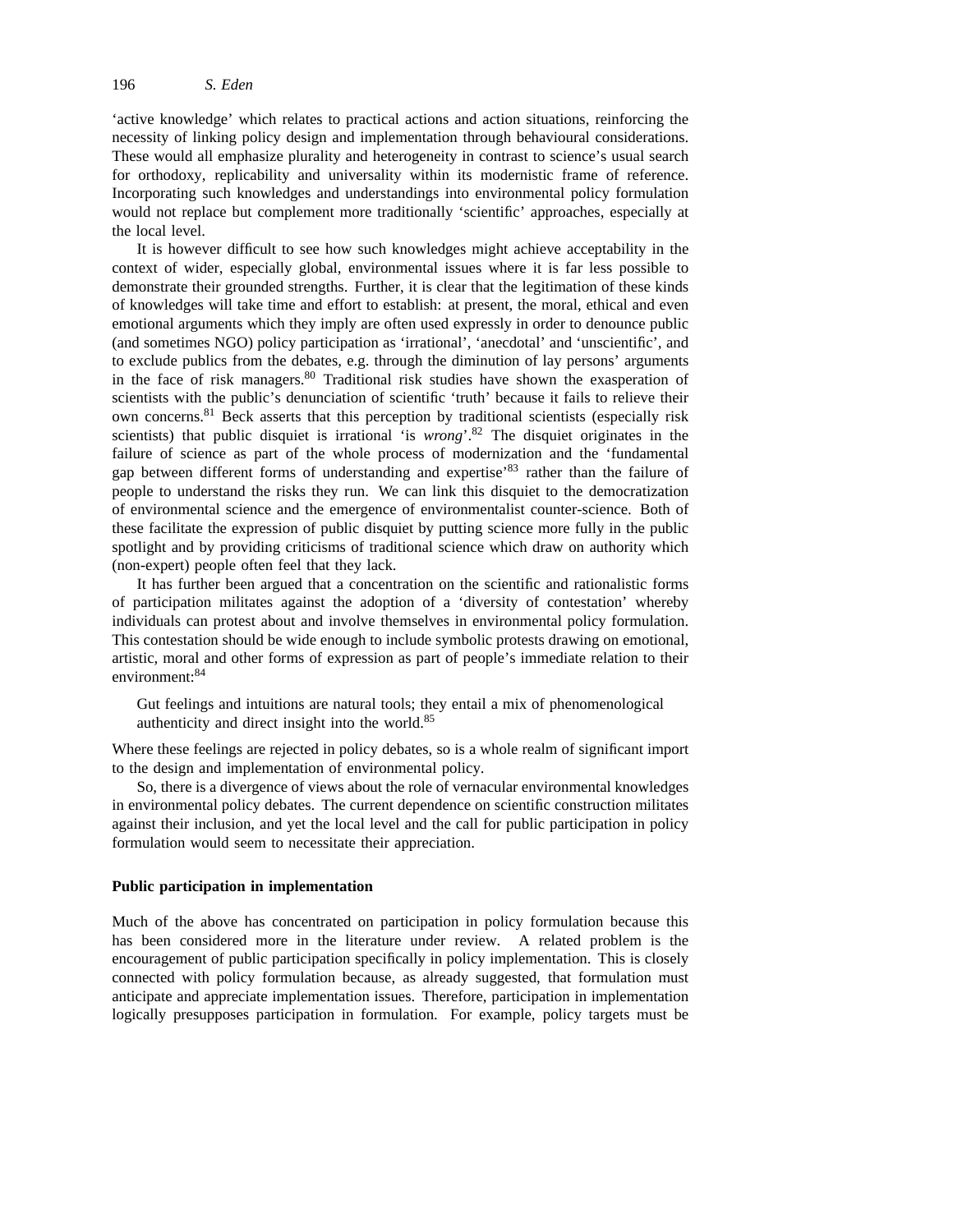‘active knowledge’ which relates to practical actions and action situations, reinforcing the necessity of linking policy design and implementation through behavioural considerations. These would all emphasize plurality and heterogeneity in contrast to science’s usual search for orthodoxy, replicability and universality within its modernistic frame of reference. Incorporating such knowledges and understandings into environmental policy formulation would not replace but complement more traditionally ‘scientific’ approaches, especially at the local level.

It is however difficult to see how such knowledges might achieve acceptability in the context of wider, especially global, environmental issues where it is far less possible to demonstrate their grounded strengths. Further, it is clear that the legitimation of these kinds of knowledges will take time and effort to establish: at present, the moral, ethical and even emotional arguments which they imply are often used expressly in order to denounce public (and sometimes NGO) policy participation as ‘irrational’, ‘anecdotal’ and ‘unscientific’, and to exclude publics from the debates, e.g. through the diminution of lay persons’ arguments in the face of risk managers.[80] Traditional risk studies have shown the exasperation of scientists with the public’s denunciation of scientific ‘truth’ because it fails to relieve their own concerns.[81] Beck asserts that this perception by traditional scientists (especially risk scientists) that public disquiet is irrational ‘is *wrong*’.[82] The disquiet originates in the failure of science as part of the whole process of modernization and the ‘fundamental gap between different forms of understanding and expertise’[83] rather than the failure of people to understand the risks they run. We can link this disquiet to the democratization of environmental science and the emergence of environmentalist counter-science. Both of these facilitate the expression of public disquiet by putting science more fully in the public spotlight and by providing criticisms of traditional science which draw on authority which (non-expert) people often feel that they lack.

It has further been argued that a concentration on the scientific and rationalistic forms of participation militates against the adoption of a ‘diversity of contestation’ whereby individuals can protest about and involve themselves in environmental policy formulation. This contestation should be wide enough to include symbolic protests drawing on emotional, artistic, moral and other forms of expression as part of people’s immediate relation to their environment:[84]

> Gut feelings and intuitions are natural tools; they entail a mix of phenomenological authenticity and direct insight into the world.[85]

Where these feelings are rejected in policy debates, so is a whole realm of significant import to the design and implementation of environmental policy.

So, there is a divergence of views about the role of vernacular environmental knowledges in environmental policy debates. The current dependence on scientific construction militates against their inclusion, and yet the local level and the call for public participation in policy formulation would seem to necessitate their appreciation.

### Public participation in implementation

Much of the above has concentrated on participation in policy formulation because this has been considered more in the literature under review. A related problem is the encouragement of public participation specifically in policy implementation. This is closely connected with policy formulation because, as already suggested, that formulation must anticipate and appreciate implementation issues. Therefore, participation in implementation logically presupposes participation in formulation. For example, policy targets must be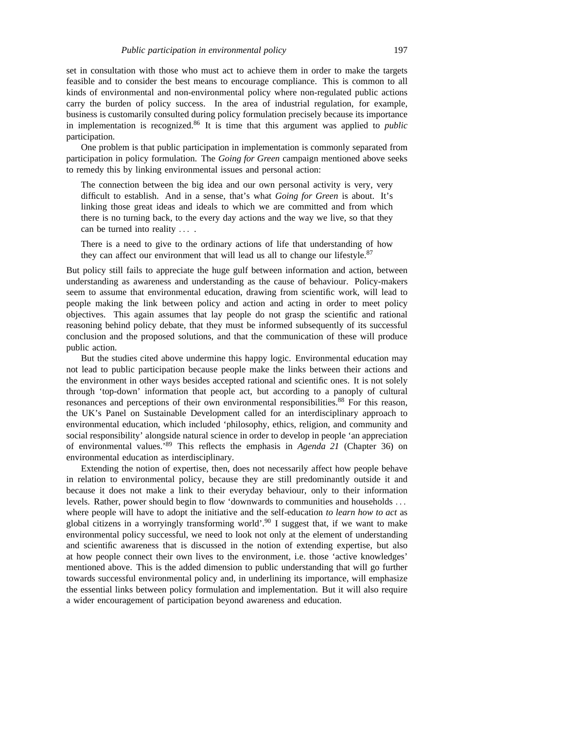set in consultation with those who must act to achieve them in order to make the targets feasible and to consider the best means to encourage compliance. This is common to all kinds of environmental and non-environmental policy where non-regulated public actions carry the burden of policy success. In the area of industrial regulation, for example, business is customarily consulted during policy formulation precisely because its importance in implementation is recognized.[86] It is time that this argument was applied to *public* participation.

One problem is that public participation in implementation is commonly separated from participation in policy formulation. The *Going for Green* campaign mentioned above seeks to remedy this by linking environmental issues and personal action:

> The connection between the big idea and our own personal activity is very, very difficult to establish. And in a sense, that's what *Going for Green* is about. It's linking those great ideas and ideals to which we are committed and from which there is no turning back, to the every day actions and the way we live, so that they can be turned into reality . . . .
>
> There is a need to give to the ordinary actions of life that understanding of how they can affect our environment that will lead us all to change our lifestyle.[87]

But policy still fails to appreciate the huge gulf between information and action, between understanding as awareness and understanding as the cause of behaviour. Policy-makers seem to assume that environmental education, drawing from scientific work, will lead to people making the link between policy and action and acting in order to meet policy objectives. This again assumes that lay people do not grasp the scientific and rational reasoning behind policy debate, that they must be informed subsequently of its successful conclusion and the proposed solutions, and that the communication of these will produce public action.

But the studies cited above undermine this happy logic. Environmental education may not lead to public participation because people make the links between their actions and the environment in other ways besides accepted rational and scientific ones. It is not solely through 'top-down' information that people act, but according to a panoply of cultural resonances and perceptions of their own environmental responsibilities.[88] For this reason, the UK's Panel on Sustainable Development called for an interdisciplinary approach to environmental education, which included 'philosophy, ethics, religion, and community and social responsibility' alongside natural science in order to develop in people 'an appreciation of environmental values.'[89] This reflects the emphasis in *Agenda 21* (Chapter 36) on environmental education as interdisciplinary.

Extending the notion of expertise, then, does not necessarily affect how people behave in relation to environmental policy, because they are still predominantly outside it and because it does not make a link to their everyday behaviour, only to their information levels. Rather, power should begin to flow 'downwards to communities and households . . . where people will have to adopt the initiative and the self-education *to learn how to act* as global citizens in a worryingly transforming world'.[90] I suggest that, if we want to make environmental policy successful, we need to look not only at the element of understanding and scientific awareness that is discussed in the notion of extending expertise, but also at how people connect their own lives to the environment, i.e. those 'active knowledges' mentioned above. This is the added dimension to public understanding that will go further towards successful environmental policy and, in underlining its importance, will emphasize the essential links between policy formulation and implementation. But it will also require a wider encouragement of participation beyond awareness and education.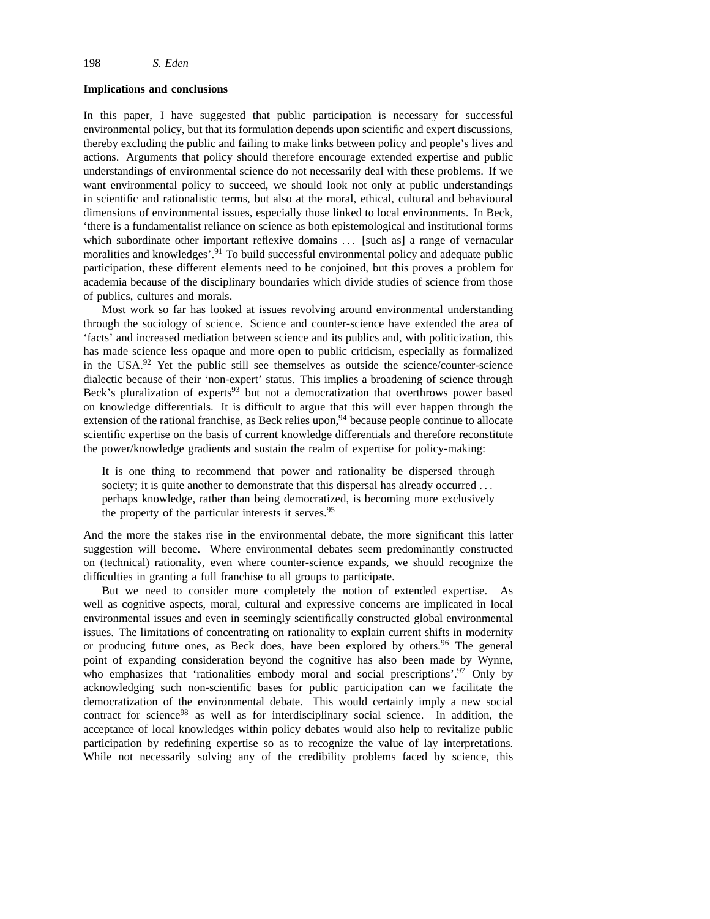### Implications and conclusions

In this paper, I have suggested that public participation is necessary for successful environmental policy, but that its formulation depends upon scientific and expert discussions, thereby excluding the public and failing to make links between policy and people's lives and actions. Arguments that policy should therefore encourage extended expertise and public understandings of environmental science do not necessarily deal with these problems. If we want environmental policy to succeed, we should look not only at public understandings in scientific and rationalistic terms, but also at the moral, ethical, cultural and behavioural dimensions of environmental issues, especially those linked to local environments. In Beck, 'there is a fundamentalist reliance on science as both epistemological and institutional forms which subordinate other important reflexive domains ... [such as] a range of vernacular moralities and knowledges'.[91] To build successful environmental policy and adequate public participation, these different elements need to be conjoined, but this proves a problem for academia because of the disciplinary boundaries which divide studies of science from those of publics, cultures and morals.

Most work so far has looked at issues revolving around environmental understanding through the sociology of science. Science and counter-science have extended the area of 'facts' and increased mediation between science and its publics and, with politicization, this has made science less opaque and more open to public criticism, especially as formalized in the USA.[92] Yet the public still see themselves as outside the science/counter-science dialectic because of their 'non-expert' status. This implies a broadening of science through Beck's pluralization of experts[93] but not a democratization that overthrows power based on knowledge differentials. It is difficult to argue that this will ever happen through the extension of the rational franchise, as Beck relies upon,[94] because people continue to allocate scientific expertise on the basis of current knowledge differentials and therefore reconstitute the power/knowledge gradients and sustain the realm of expertise for policy-making:

> It is one thing to recommend that power and rationality be dispersed through society; it is quite another to demonstrate that this dispersal has already occurred ... perhaps knowledge, rather than being democratized, is becoming more exclusively the property of the particular interests it serves.[95]

And the more the stakes rise in the environmental debate, the more significant this latter suggestion will become. Where environmental debates seem predominantly constructed on (technical) rationality, even where counter-science expands, we should recognize the difficulties in granting a full franchise to all groups to participate.

But we need to consider more completely the notion of extended expertise. As well as cognitive aspects, moral, cultural and expressive concerns are implicated in local environmental issues and even in seemingly scientifically constructed global environmental issues. The limitations of concentrating on rationality to explain current shifts in modernity or producing future ones, as Beck does, have been explored by others.[96] The general point of expanding consideration beyond the cognitive has also been made by Wynne, who emphasizes that 'rationalities embody moral and social prescriptions'.[97] Only by acknowledging such non-scientific bases for public participation can we facilitate the democratization of the environmental debate. This would certainly imply a new social contract for science[98] as well as for interdisciplinary social science. In addition, the acceptance of local knowledges within policy debates would also help to revitalize public participation by redefining expertise so as to recognize the value of lay interpretations. While not necessarily solving any of the credibility problems faced by science, this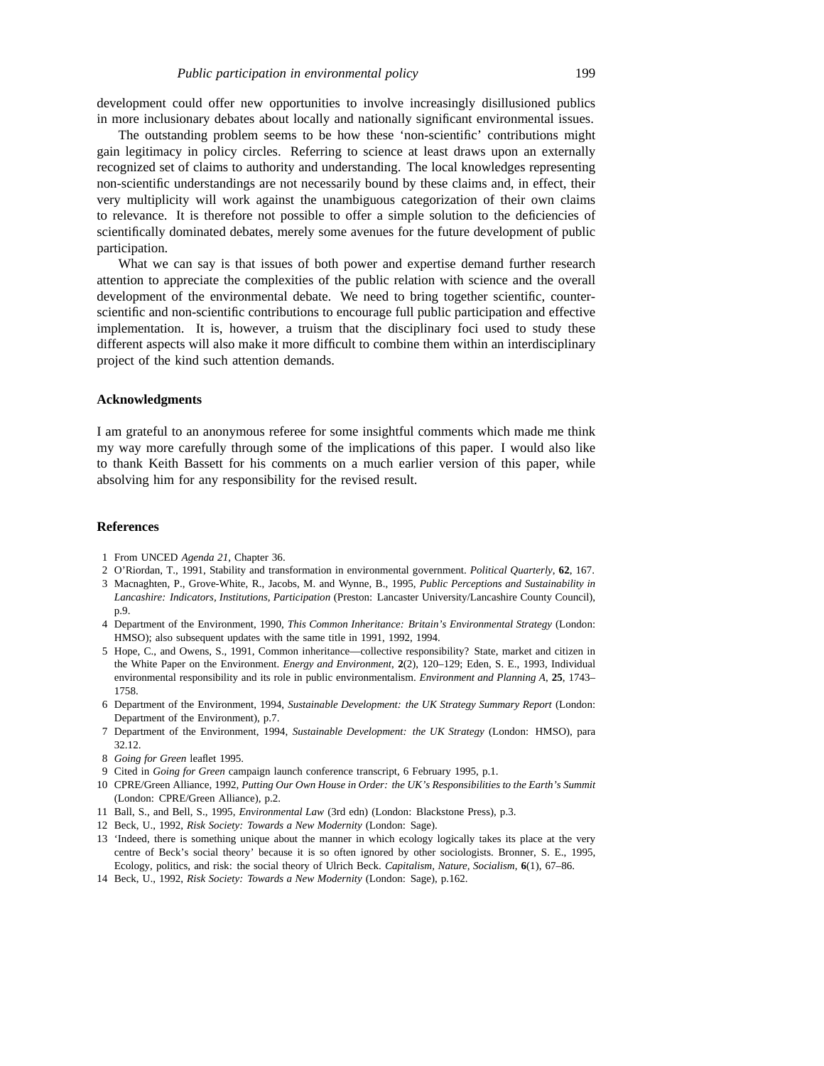development could offer new opportunities to involve increasingly disillusioned publics in more inclusionary debates about locally and nationally significant environmental issues.

The outstanding problem seems to be how these 'non-scientific' contributions might gain legitimacy in policy circles. Referring to science at least draws upon an externally recognized set of claims to authority and understanding. The local knowledges representing non-scientific understandings are not necessarily bound by these claims and, in effect, their very multiplicity will work against the unambiguous categorization of their own claims to relevance. It is therefore not possible to offer a simple solution to the deficiencies of scientifically dominated debates, merely some avenues for the future development of public participation.

What we can say is that issues of both power and expertise demand further research attention to appreciate the complexities of the public relation with science and the overall development of the environmental debate. We need to bring together scientific, counter-scientific and non-scientific contributions to encourage full public participation and effective implementation. It is, however, a truism that the disciplinary foci used to study these different aspects will also make it more difficult to combine them within an interdisciplinary project of the kind such attention demands.

### Acknowledgments

I am grateful to an anonymous referee for some insightful comments which made me think my way more carefully through some of the implications of this paper. I would also like to thank Keith Bassett for his comments on a much earlier version of this paper, while absolving him for any responsibility for the revised result.

### References

1 From UNCED *Agenda 21*, Chapter 36.
2 O'Riordan, T., 1991, Stability and transformation in environmental government. *Political Quarterly*, **62**, 167.
3 Macnaghten, P., Grove-White, R., Jacobs, M. and Wynne, B., 1995, *Public Perceptions and Sustainability in Lancashire: Indicators, Institutions, Participation* (Preston: Lancaster University/Lancashire County Council), p.9.
4 Department of the Environment, 1990, *This Common Inheritance: Britain's Environmental Strategy* (London: HMSO); also subsequent updates with the same title in 1991, 1992, 1994.
5 Hope, C., and Owens, S., 1991, Common inheritance—collective responsibility? State, market and citizen in the White Paper on the Environment. *Energy and Environment*, **2**(2), 120–129; Eden, S. E., 1993, Individual environmental responsibility and its role in public environmentalism. *Environment and Planning A*, **25**, 1743–1758.
6 Department of the Environment, 1994, *Sustainable Development: the UK Strategy Summary Report* (London: Department of the Environment), p.7.
7 Department of the Environment, 1994, *Sustainable Development: the UK Strategy* (London: HMSO), para 32.12.
8 *Going for Green* leaflet 1995.
9 Cited in *Going for Green* campaign launch conference transcript, 6 February 1995, p.1.
10 CPRE/Green Alliance, 1992, *Putting Our Own House in Order: the UK's Responsibilities to the Earth's Summit* (London: CPRE/Green Alliance), p.2.
11 Ball, S., and Bell, S., 1995, *Environmental Law* (3rd edn) (London: Blackstone Press), p.3.
12 Beck, U., 1992, *Risk Society: Towards a New Modernity* (London: Sage).
13 'Indeed, there is something unique about the manner in which ecology logically takes its place at the very centre of Beck's social theory' because it is so often ignored by other sociologists. Bronner, S. E., 1995, Ecology, politics, and risk: the social theory of Ulrich Beck. *Capitalism, Nature, Socialism*, **6**(1), 67–86.
14 Beck, U., 1992, *Risk Society: Towards a New Modernity* (London: Sage), p.162.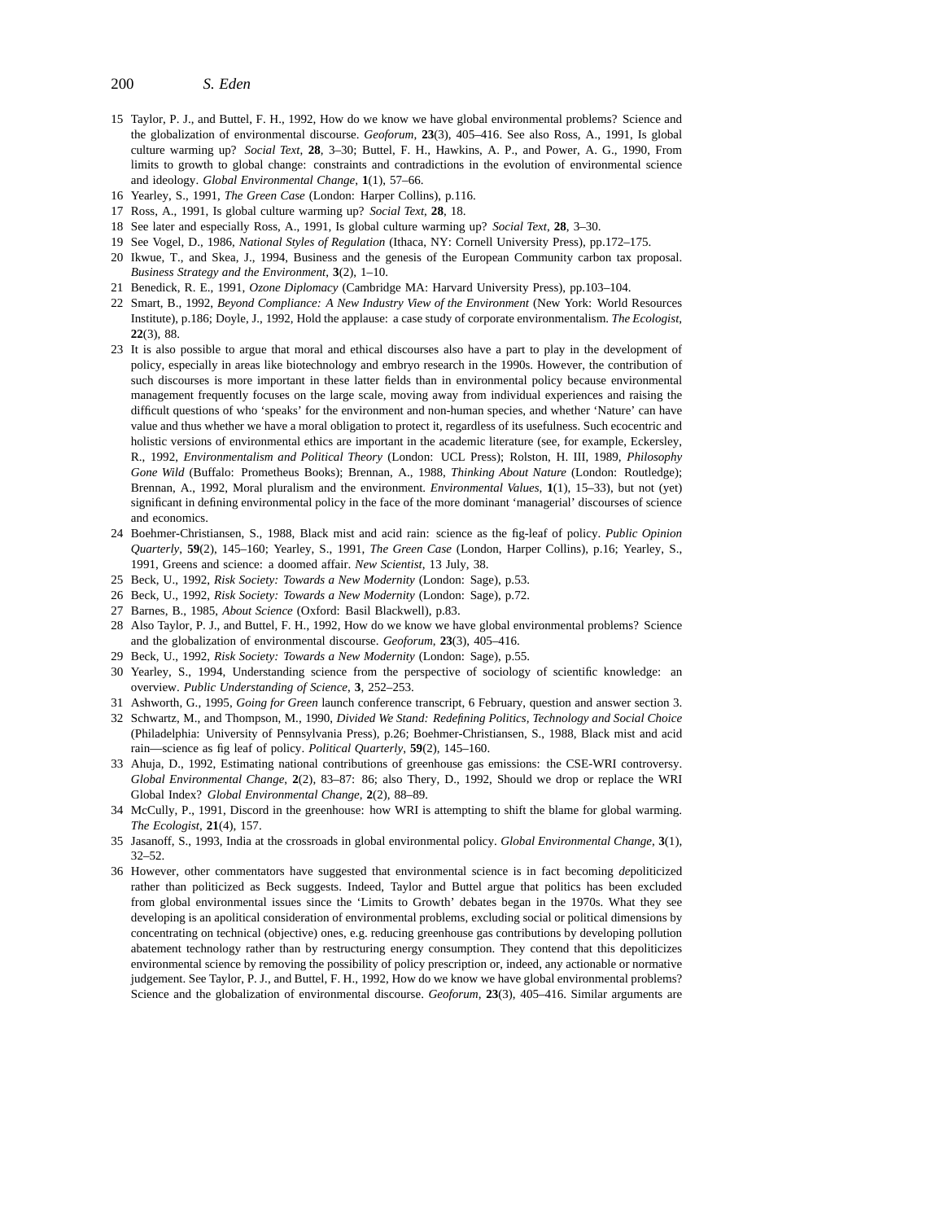15 Taylor, P. J., and Buttel, F. H., 1992, How do we know we have global environmental problems? Science and the globalization of environmental discourse. *Geoforum*, **23**(3), 405–416. See also Ross, A., 1991, Is global culture warming up? *Social Text*, **28**, 3–30; Buttel, F. H., Hawkins, A. P., and Power, A. G., 1990, From limits to growth to global change: constraints and contradictions in the evolution of environmental science and ideology. *Global Environmental Change*, **1**(1), 57–66.

16 Yearley, S., 1991, *The Green Case* (London: Harper Collins), p.116.

17 Ross, A., 1991, Is global culture warming up? *Social Text*, **28**, 18.

18 See later and especially Ross, A., 1991, Is global culture warming up? *Social Text*, **28**, 3–30.

19 See Vogel, D., 1986, *National Styles of Regulation* (Ithaca, NY: Cornell University Press), pp.172–175.

20 Ikwue, T., and Skea, J., 1994, Business and the genesis of the European Community carbon tax proposal. *Business Strategy and the Environment*, **3**(2), 1–10.

21 Benedick, R. E., 1991, *Ozone Diplomacy* (Cambridge MA: Harvard University Press), pp.103–104.

22 Smart, B., 1992, *Beyond Compliance: A New Industry View of the Environment* (New York: World Resources Institute), p.186; Doyle, J., 1992, Hold the applause: a case study of corporate environmentalism. *The Ecologist*, **22**(3), 88.

23 It is also possible to argue that moral and ethical discourses also have a part to play in the development of policy, especially in areas like biotechnology and embryo research in the 1990s. However, the contribution of such discourses is more important in these latter fields than in environmental policy because environmental management frequently focuses on the large scale, moving away from individual experiences and raising the difficult questions of who 'speaks' for the environment and non-human species, and whether 'Nature' can have value and thus whether we have a moral obligation to protect it, regardless of its usefulness. Such ecocentric and holistic versions of environmental ethics are important in the academic literature (see, for example, Eckersley, R., 1992, *Environmentalism and Political Theory* (London: UCL Press); Rolston, H. III, 1989, *Philosophy Gone Wild* (Buffalo: Prometheus Books); Brennan, A., 1988, *Thinking About Nature* (London: Routledge); Brennan, A., 1992, Moral pluralism and the environment. *Environmental Values*, **1**(1), 15–33), but not (yet) significant in defining environmental policy in the face of the more dominant 'managerial' discourses of science and economics.

24 Boehmer-Christiansen, S., 1988, Black mist and acid rain: science as the fig-leaf of policy. *Public Opinion Quarterly*, **59**(2), 145–160; Yearley, S., 1991, *The Green Case* (London, Harper Collins), p.16; Yearley, S., 1991, Greens and science: a doomed affair. *New Scientist*, 13 July, 38.

25 Beck, U., 1992, *Risk Society: Towards a New Modernity* (London: Sage), p.53.

26 Beck, U., 1992, *Risk Society: Towards a New Modernity* (London: Sage), p.72.

27 Barnes, B., 1985, *About Science* (Oxford: Basil Blackwell), p.83.

28 Also Taylor, P. J., and Buttel, F. H., 1992, How do we know we have global environmental problems? Science and the globalization of environmental discourse. *Geoforum*, **23**(3), 405–416.

29 Beck, U., 1992, *Risk Society: Towards a New Modernity* (London: Sage), p.55.

30 Yearley, S., 1994, Understanding science from the perspective of sociology of scientific knowledge: an overview. *Public Understanding of Science*, **3**, 252–253.

31 Ashworth, G., 1995, *Going for Green* launch conference transcript, 6 February, question and answer section 3.

32 Schwartz, M., and Thompson, M., 1990, *Divided We Stand: Redefining Politics, Technology and Social Choice* (Philadelphia: University of Pennsylvania Press), p.26; Boehmer-Christiansen, S., 1988, Black mist and acid rain—science as fig leaf of policy. *Political Quarterly*, **59**(2), 145–160.

33 Ahuja, D., 1992, Estimating national contributions of greenhouse gas emissions: the CSE-WRI controversy. *Global Environmental Change*, **2**(2), 83–87: 86; also Thery, D., 1992, Should we drop or replace the WRI Global Index? *Global Environmental Change*, **2**(2), 88–89.

34 McCully, P., 1991, Discord in the greenhouse: how WRI is attempting to shift the blame for global warming. *The Ecologist*, **21**(4), 157.

35 Jasanoff, S., 1993, India at the crossroads in global environmental policy. *Global Environmental Change*, **3**(1), 32–52.

36 However, other commentators have suggested that environmental science is in fact becoming *de*politicized rather than politicized as Beck suggests. Indeed, Taylor and Buttel argue that politics has been excluded from global environmental issues since the 'Limits to Growth' debates began in the 1970s. What they see developing is an apolitical consideration of environmental problems, excluding social or political dimensions by concentrating on technical (objective) ones, e.g. reducing greenhouse gas contributions by developing pollution abatement technology rather than by restructuring energy consumption. They contend that this depoliticizes environmental science by removing the possibility of policy prescription or, indeed, any actionable or normative judgement. See Taylor, P. J., and Buttel, F. H., 1992, How do we know we have global environmental problems? Science and the globalization of environmental discourse. *Geoforum*, **23**(3), 405–416. Similar arguments are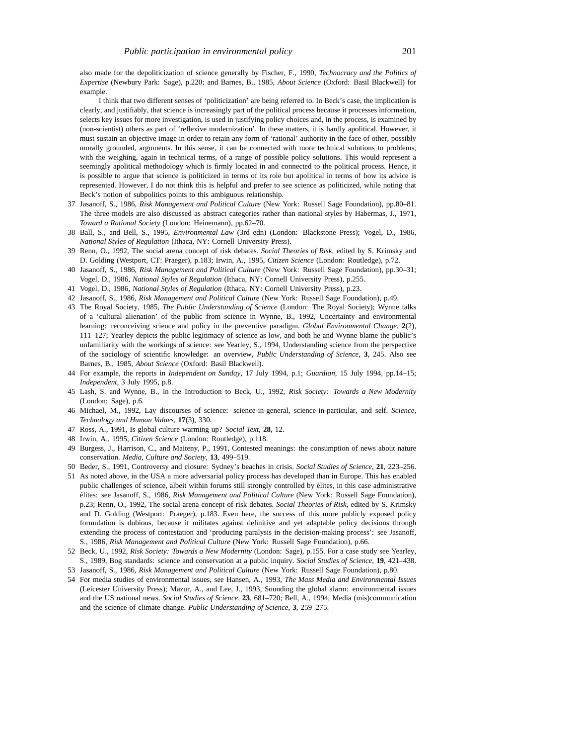also made for the depoliticization of science generally by Fischer, F., 1990, *Technocracy and the Politics of Expertise* (Newbury Park: Sage), p.220; and Barnes, B., 1985, *About Science* (Oxford: Basil Blackwell) for example.

I think that two different senses of 'politicization' are being referred to. In Beck's case, the implication is clearly, and justifiably, that science is increasingly part of the political process because it processes information, selects key issues for more investigation, is used in justifying policy choices and, in the process, is examined by (non-scientist) others as part of 'reflexive modernization'. In these matters, it is hardly apolitical. However, it must sustain an objective image in order to retain any form of 'rational' authority in the face of other, possibly morally grounded, arguments. In this sense, it can be connected with more technical solutions to problems, with the weighing, again in technical terms, of a range of possible policy solutions. This would represent a seemingly apolitical methodology which is firmly located in and connected to the political process. Hence, it is possible to argue that science is politicized in terms of its role but apolitical in terms of how its advice is represented. However, I do not think this is helpful and prefer to see science as politicized, while noting that Beck's notion of subpolitics points to this ambiguous relationship.

37 Jasanoff, S., 1986, *Risk Management and Political Culture* (New York: Russell Sage Foundation), pp.80–81. The three models are also discussed as abstract categories rather than national styles by Habermas, J., 1971, *Toward a Rational Society* (London: Heinemann), pp.62–70.

38 Ball, S., and Bell, S., 1995, *Environmental Law* (3rd edn) (London: Blackstone Press); Vogel, D., 1986, *National Styles of Regulation* (Ithaca, NY: Cornell University Press).

39 Renn, O., 1992, The social arena concept of risk debates. *Social Theories of Risk*, edited by S. Krimsky and D. Golding (Westport, CT: Praeger), p.183; Irwin, A., 1995, *Citizen Science* (London: Routledge), p.72.

40 Jasanoff, S., 1986, *Risk Management and Political Culture* (New York: Russell Sage Foundation), pp.30–31; Vogel, D., 1986, *National Styles of Regulation* (Ithaca, NY: Cornell University Press), p.255.

41 Vogel, D., 1986, *National Styles of Regulation* (Ithaca, NY: Cornell University Press), p.23.

42 Jasanoff, S., 1986, *Risk Management and Political Culture* (New York: Russell Sage Foundation), p.49.

43 The Royal Society, 1985, *The Public Understanding of Science* (London: The Royal Society); Wynne talks of a 'cultural alienation' of the public from science in Wynne, B., 1992, Uncertainty and environmental learning: reconceiving science and policy in the preventive paradigm. *Global Environmental Change*, **2**(2), 111–127; Yearley depicts the public legitimacy of science as low, and both he and Wynne blame the public's unfamiliarity with the workings of science: see Yearley, S., 1994, Understanding science from the perspective of the sociology of scientific knowledge: an overview, *Public Understanding of Science*, **3**, 245. Also see Barnes, B., 1985, *About Science* (Oxford: Basil Blackwell).

44 For example, the reports in *Independent on Sunday*, 17 July 1994, p.1; *Guardian*, 15 July 1994, pp.14–15; *Independent*, 3 July 1995, p.8.

45 Lash, S. and Wynne, B., in the Introduction to Beck, U., 1992, *Risk Society: Towards a New Modernity* (London: Sage), p.6.

46 Michael, M., 1992, Lay discourses of science: science-in-general, science-in-particular, and self. *Science, Technology and Human Values*, **17**(3), 330.

47 Ross, A., 1991, Is global culture warming up? *Social Text*, **28**, 12.

48 Irwin, A., 1995, *Citizen Science* (London: Routledge), p.118.

49 Burgess, J., Harrison, C., and Maiteny, P., 1991, Contested meanings: the consumption of news about nature conservation. *Media, Culture and Society*, **13**, 499–519.

50 Beder, S., 1991, Controversy and closure: Sydney's beaches in crisis. *Social Studies of Science*, **21**, 223–256.

51 As noted above, in the USA a more adversarial policy process has developed than in Europe. This has enabled public challenges of science, albeit within forums still strongly controlled by élites, in this case administrative élites: see Jasanoff, S., 1986, *Risk Management and Political Culture* (New York: Russell Sage Foundation), p.23; Renn, O., 1992, The social arena concept of risk debates. *Social Theories of Risk*, edited by S. Krimsky and D. Golding (Westport: Praeger), p.183. Even here, the success of this more publicly exposed policy formulation is dubious, because it militates against definitive and yet adaptable policy decisions through extending the process of contestation and 'producing paralysis in the decision-making process': see Jasanoff, S., 1986, *Risk Management and Political Culture* (New York: Russell Sage Foundation), p.66.

52 Beck, U., 1992, *Risk Society: Towards a New Modernity* (London: Sage), p.155. For a case study see Yearley, S., 1989, Bog standards: science and conservation at a public inquiry. *Social Studies of Science*, **19**, 421–438.

53 Jasanoff, S., 1986, *Risk Management and Political Culture* (New York: Russell Sage Foundation), p.80.

54 For media studies of environmental issues, see Hansen, A., 1993, *The Mass Media and Environmental Issues* (Leicester University Press); Mazur, A., and Lee, J., 1993, Sounding the global alarm: environmental issues and the US national news. *Social Studies of Science*, **23**, 681–720; Bell, A., 1994, Media (mis)communication and the science of climate change. *Public Understanding of Science*, **3**, 259–275.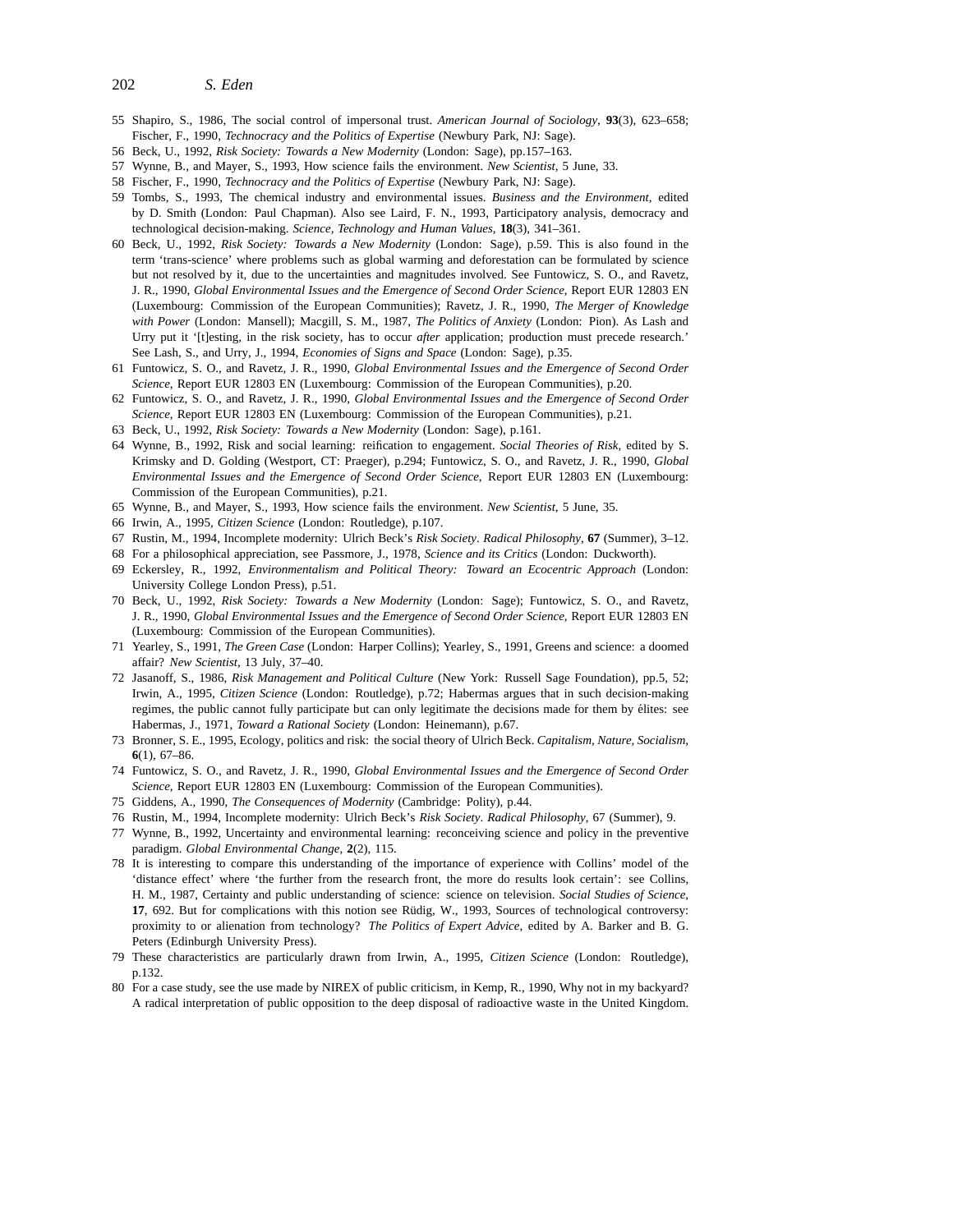55 Shapiro, S., 1986, The social control of impersonal trust. *American Journal of Sociology*, **93**(3), 623–658; Fischer, F., 1990, *Technocracy and the Politics of Expertise* (Newbury Park, NJ: Sage).

56 Beck, U., 1992, *Risk Society: Towards a New Modernity* (London: Sage), pp.157–163.

57 Wynne, B., and Mayer, S., 1993, How science fails the environment. *New Scientist*, 5 June, 33.

58 Fischer, F., 1990, *Technocracy and the Politics of Expertise* (Newbury Park, NJ: Sage).

59 Tombs, S., 1993, The chemical industry and environmental issues. *Business and the Environment*, edited by D. Smith (London: Paul Chapman). Also see Laird, F. N., 1993, Participatory analysis, democracy and technological decision-making. *Science, Technology and Human Values*, **18**(3), 341–361.

60 Beck, U., 1992, *Risk Society: Towards a New Modernity* (London: Sage), p.59. This is also found in the term 'trans-science' where problems such as global warming and deforestation can be formulated by science but not resolved by it, due to the uncertainties and magnitudes involved. See Funtowicz, S. O., and Ravetz, J. R., 1990, *Global Environmental Issues and the Emergence of Second Order Science*, Report EUR 12803 EN (Luxembourg: Commission of the European Communities); Ravetz, J. R., 1990, *The Merger of Knowledge with Power* (London: Mansell); Macgill, S. M., 1987, *The Politics of Anxiety* (London: Pion). As Lash and Urry put it '[t]esting, in the risk society, has to occur *after* application; production must precede research.' See Lash, S., and Urry, J., 1994, *Economies of Signs and Space* (London: Sage), p.35.

61 Funtowicz, S. O., and Ravetz, J. R., 1990, *Global Environmental Issues and the Emergence of Second Order Science*, Report EUR 12803 EN (Luxembourg: Commission of the European Communities), p.20.

62 Funtowicz, S. O., and Ravetz, J. R., 1990, *Global Environmental Issues and the Emergence of Second Order Science*, Report EUR 12803 EN (Luxembourg: Commission of the European Communities), p.21.

63 Beck, U., 1992, *Risk Society: Towards a New Modernity* (London: Sage), p.161.

64 Wynne, B., 1992, Risk and social learning: reification to engagement. *Social Theories of Risk*, edited by S. Krimsky and D. Golding (Westport, CT: Praeger), p.294; Funtowicz, S. O., and Ravetz, J. R., 1990, *Global Environmental Issues and the Emergence of Second Order Science*, Report EUR 12803 EN (Luxembourg: Commission of the European Communities), p.21.

65 Wynne, B., and Mayer, S., 1993, How science fails the environment. *New Scientist*, 5 June, 35.

66 Irwin, A., 1995, *Citizen Science* (London: Routledge), p.107.

67 Rustin, M., 1994, Incomplete modernity: Ulrich Beck's *Risk Society*. *Radical Philosophy*, **67** (Summer), 3–12.

68 For a philosophical appreciation, see Passmore, J., 1978, *Science and its Critics* (London: Duckworth).

69 Eckersley, R., 1992, *Environmentalism and Political Theory: Toward an Ecocentric Approach* (London: University College London Press), p.51.

70 Beck, U., 1992, *Risk Society: Towards a New Modernity* (London: Sage); Funtowicz, S. O., and Ravetz, J. R., 1990, *Global Environmental Issues and the Emergence of Second Order Science*, Report EUR 12803 EN (Luxembourg: Commission of the European Communities).

71 Yearley, S., 1991, *The Green Case* (London: Harper Collins); Yearley, S., 1991, Greens and science: a doomed affair? *New Scientist*, 13 July, 37–40.

72 Jasanoff, S., 1986, *Risk Management and Political Culture* (New York: Russell Sage Foundation), pp.5, 52; Irwin, A., 1995, *Citizen Science* (London: Routledge), p.72; Habermas argues that in such decision-making regimes, the public cannot fully participate but can only legitimate the decisions made for them by élites: see Habermas, J., 1971, *Toward a Rational Society* (London: Heinemann), p.67.

73 Bronner, S. E., 1995, Ecology, politics and risk: the social theory of Ulrich Beck. *Capitalism, Nature, Socialism*, **6**(1), 67–86.

74 Funtowicz, S. O., and Ravetz, J. R., 1990, *Global Environmental Issues and the Emergence of Second Order Science*, Report EUR 12803 EN (Luxembourg: Commission of the European Communities).

75 Giddens, A., 1990, *The Consequences of Modernity* (Cambridge: Polity), p.44.

76 Rustin, M., 1994, Incomplete modernity: Ulrich Beck's *Risk Society*. *Radical Philosophy*, 67 (Summer), 9.

77 Wynne, B., 1992, Uncertainty and environmental learning: reconceiving science and policy in the preventive paradigm. *Global Environmental Change*, **2**(2), 115.

78 It is interesting to compare this understanding of the importance of experience with Collins' model of the 'distance effect' where 'the further from the research front, the more do results look certain': see Collins, H. M., 1987, Certainty and public understanding of science: science on television. *Social Studies of Science*, **17**, 692. But for complications with this notion see Rüdig, W., 1993, Sources of technological controversy: proximity to or alienation from technology? *The Politics of Expert Advice*, edited by A. Barker and B. G. Peters (Edinburgh University Press).

79 These characteristics are particularly drawn from Irwin, A., 1995, *Citizen Science* (London: Routledge), p.132.

80 For a case study, see the use made by NIREX of public criticism, in Kemp, R., 1990, Why not in my backyard? A radical interpretation of public opposition to the deep disposal of radioactive waste in the United Kingdom.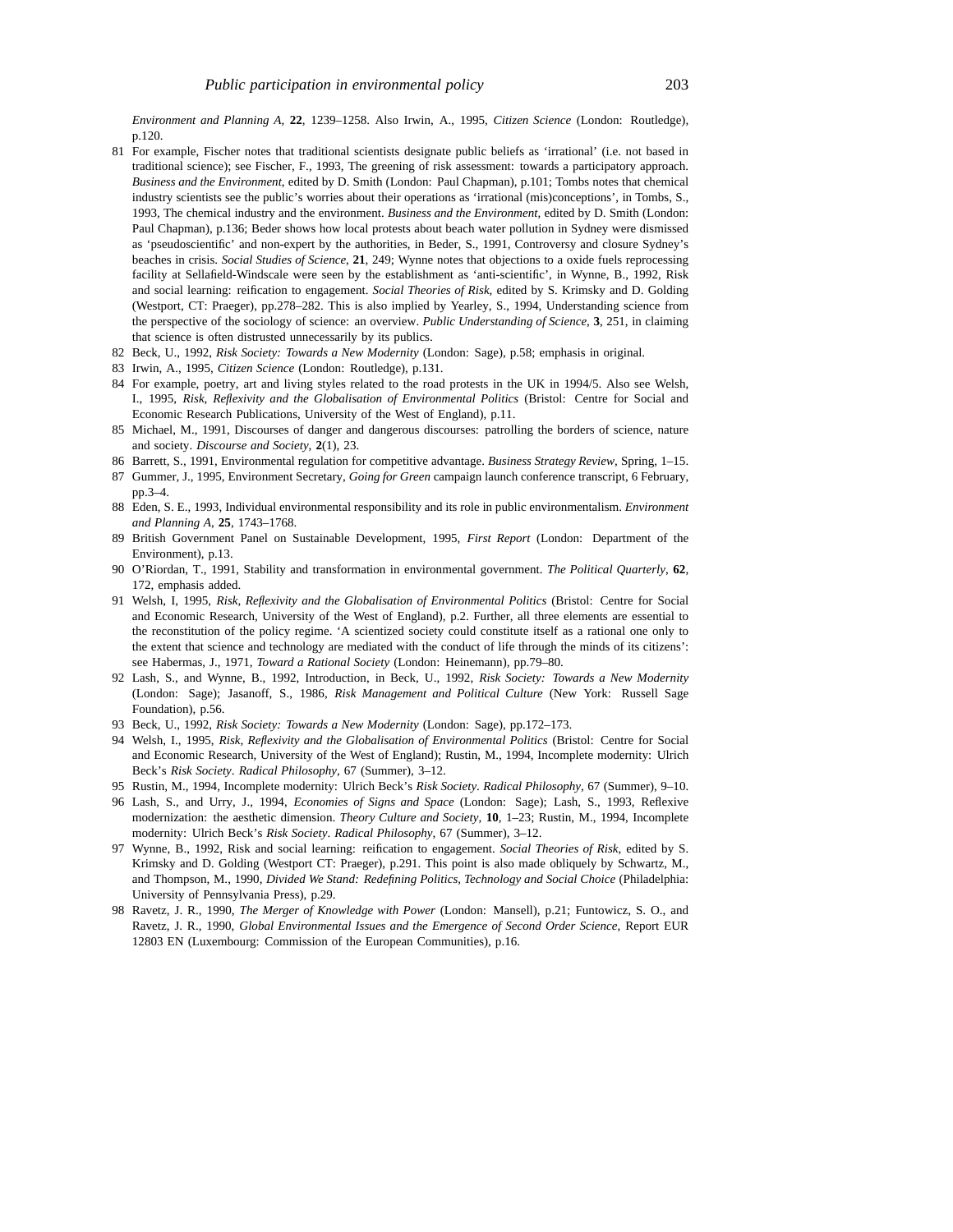*Environment and Planning A*, **22**, 1239–1258. Also Irwin, A., 1995, *Citizen Science* (London: Routledge), p.120.

81 For example, Fischer notes that traditional scientists designate public beliefs as 'irrational' (i.e. not based in traditional science); see Fischer, F., 1993, The greening of risk assessment: towards a participatory approach. *Business and the Environment*, edited by D. Smith (London: Paul Chapman), p.101; Tombs notes that chemical industry scientists see the public's worries about their operations as 'irrational (mis)conceptions', in Tombs, S., 1993, The chemical industry and the environment. *Business and the Environment*, edited by D. Smith (London: Paul Chapman), p.136; Beder shows how local protests about beach water pollution in Sydney were dismissed as 'pseudoscientific' and non-expert by the authorities, in Beder, S., 1991, Controversy and closure Sydney's beaches in crisis. *Social Studies of Science*, **21**, 249; Wynne notes that objections to a oxide fuels reprocessing facility at Sellafield-Windscale were seen by the establishment as 'anti-scientific', in Wynne, B., 1992, Risk and social learning: reification to engagement. *Social Theories of Risk*, edited by S. Krimsky and D. Golding (Westport, CT: Praeger), pp.278–282. This is also implied by Yearley, S., 1994, Understanding science from the perspective of the sociology of science: an overview. *Public Understanding of Science*, **3**, 251, in claiming that science is often distrusted unnecessarily by its publics.

82 Beck, U., 1992, *Risk Society: Towards a New Modernity* (London: Sage), p.58; emphasis in original.

83 Irwin, A., 1995, *Citizen Science* (London: Routledge), p.131.

84 For example, poetry, art and living styles related to the road protests in the UK in 1994/5. Also see Welsh, I., 1995, *Risk, Reflexivity and the Globalisation of Environmental Politics* (Bristol: Centre for Social and Economic Research Publications, University of the West of England), p.11.

85 Michael, M., 1991, Discourses of danger and dangerous discourses: patrolling the borders of science, nature and society. *Discourse and Society*, **2**(1), 23.

86 Barrett, S., 1991, Environmental regulation for competitive advantage. *Business Strategy Review*, Spring, 1–15.

87 Gummer, J., 1995, Environment Secretary, *Going for Green* campaign launch conference transcript, 6 February, pp.3–4.

88 Eden, S. E., 1993, Individual environmental responsibility and its role in public environmentalism. *Environment and Planning A*, **25**, 1743–1768.

89 British Government Panel on Sustainable Development, 1995, *First Report* (London: Department of the Environment), p.13.

90 O'Riordan, T., 1991, Stability and transformation in environmental government. *The Political Quarterly*, **62**, 172, emphasis added.

91 Welsh, I, 1995, *Risk, Reflexivity and the Globalisation of Environmental Politics* (Bristol: Centre for Social and Economic Research, University of the West of England), p.2. Further, all three elements are essential to the reconstitution of the policy regime. 'A scientized society could constitute itself as a rational one only to the extent that science and technology are mediated with the conduct of life through the minds of its citizens': see Habermas, J., 1971, *Toward a Rational Society* (London: Heinemann), pp.79–80.

92 Lash, S., and Wynne, B., 1992, Introduction, in Beck, U., 1992, *Risk Society: Towards a New Modernity* (London: Sage); Jasanoff, S., 1986, *Risk Management and Political Culture* (New York: Russell Sage Foundation), p.56.

93 Beck, U., 1992, *Risk Society: Towards a New Modernity* (London: Sage), pp.172–173.

94 Welsh, I., 1995, *Risk, Reflexivity and the Globalisation of Environmental Politics* (Bristol: Centre for Social and Economic Research, University of the West of England); Rustin, M., 1994, Incomplete modernity: Ulrich Beck's *Risk Society*. *Radical Philosophy*, 67 (Summer), 3–12.

95 Rustin, M., 1994, Incomplete modernity: Ulrich Beck's *Risk Society*. *Radical Philosophy*, 67 (Summer), 9–10.

96 Lash, S., and Urry, J., 1994, *Economies of Signs and Space* (London: Sage); Lash, S., 1993, Reflexive modernization: the aesthetic dimension. *Theory Culture and Society*, **10**, 1–23; Rustin, M., 1994, Incomplete modernity: Ulrich Beck's *Risk Society*. *Radical Philosophy*, 67 (Summer), 3–12.

97 Wynne, B., 1992, Risk and social learning: reification to engagement. *Social Theories of Risk*, edited by S. Krimsky and D. Golding (Westport CT: Praeger), p.291. This point is also made obliquely by Schwartz, M., and Thompson, M., 1990, *Divided We Stand: Redefining Politics, Technology and Social Choice* (Philadelphia: University of Pennsylvania Press), p.29.

98 Ravetz, J. R., 1990, *The Merger of Knowledge with Power* (London: Mansell), p.21; Funtowicz, S. O., and Ravetz, J. R., 1990, *Global Environmental Issues and the Emergence of Second Order Science*, Report EUR 12803 EN (Luxembourg: Commission of the European Communities), p.16.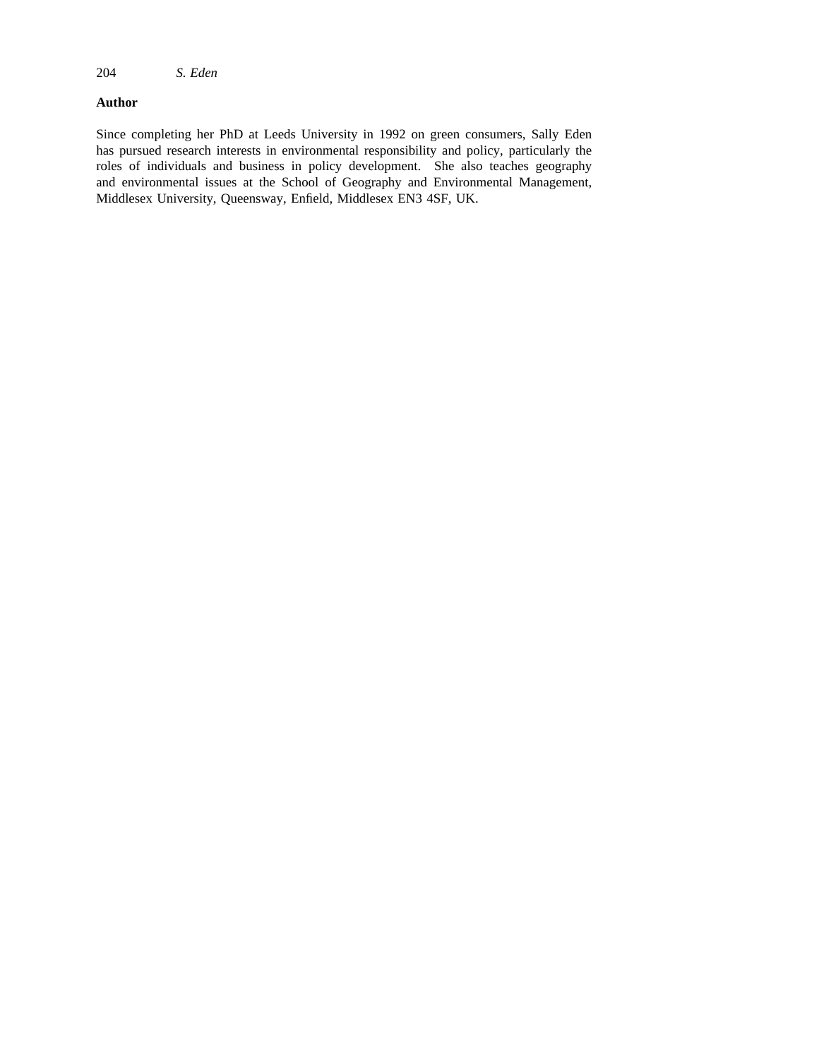## Author

Since completing her PhD at Leeds University in 1992 on green consumers, Sally Eden has pursued research interests in environmental responsibility and policy, particularly the roles of individuals and business in policy development. She also teaches geography and environmental issues at the School of Geography and Environmental Management, Middlesex University, Queensway, Enfield, Middlesex EN3 4SF, UK.